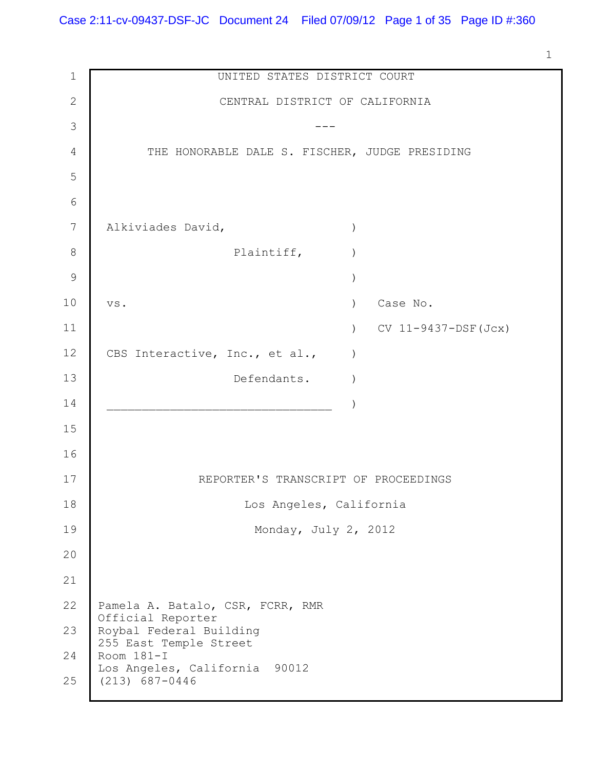UNITED STATES DISTRICT COURT

CENTRAL DISTRICT OF CALIFORNIA

---

THE HONORABLE DALE S. FISCHER, JUDGE PRESIDING

Alkiviades David, )
Plaintiff, )
)
vs. ) Case No.
) CV 11-9437-DSF(Jcx)
CBS Interactive, Inc., et al., )
Defendants. )
_______________________________ )

REPORTER'S TRANSCRIPT OF PROCEEDINGS

Los Angeles, California

Monday, July 2, 2012

Pamela A. Batalo, CSR, FCRR, RMR
Official Reporter
Roybal Federal Building
255 East Temple Street
Room 181-I
Los Angeles, California 90012
(213) 687-0446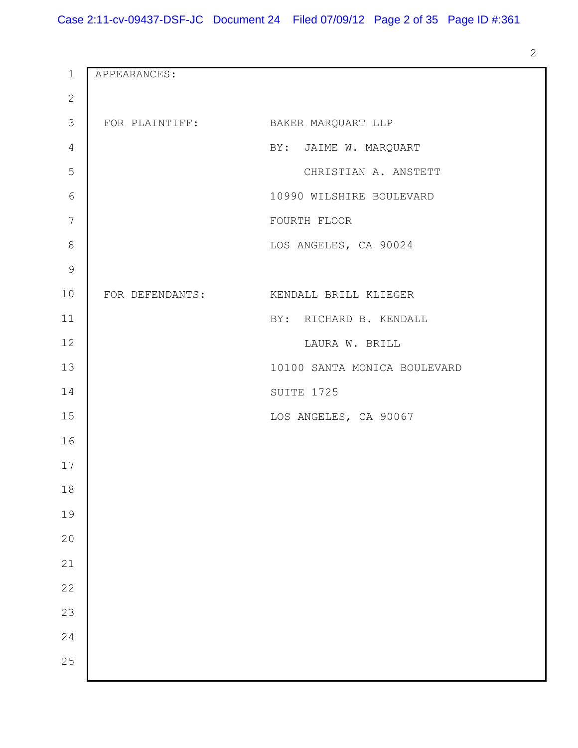APPEARANCES:

FOR PLAINTIFF: BAKER MARQUART LLP
BY: JAIME W. MARQUART
CHRISTIAN A. ANSTETT
10990 WILSHIRE BOULEVARD
FOURTH FLOOR
LOS ANGELES, CA 90024

FOR DEFENDANTS: KENDALL BRILL KLIEGER
BY: RICHARD B. KENDALL
LAURA W. BRILL
10100 SANTA MONICA BOULEVARD
SUITE 1725
LOS ANGELES, CA 90067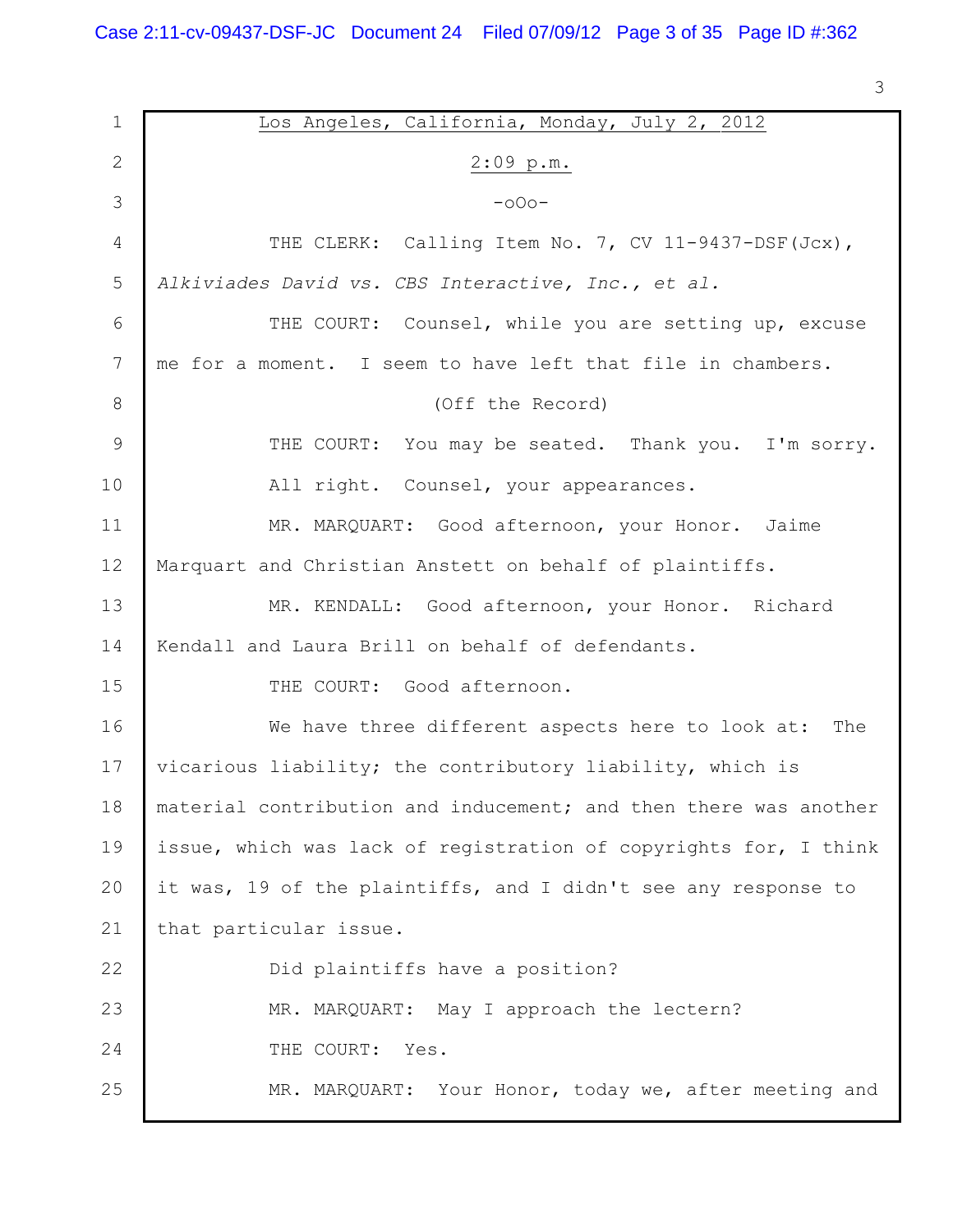Los Angeles, California, Monday, July 2, 2012

2:09 p.m.

-oOo-

THE CLERK: Calling Item No. 7, CV 11-9437-DSF(Jcx), *Alkiviades David vs. CBS Interactive, Inc., et al.*

THE COURT: Counsel, while you are setting up, excuse me for a moment. I seem to have left that file in chambers.

(Off the Record)

THE COURT: You may be seated. Thank you. I'm sorry.

All right. Counsel, your appearances.

MR. MARQUART: Good afternoon, your Honor. Jaime Marquart and Christian Anstett on behalf of plaintiffs.

MR. KENDALL: Good afternoon, your Honor. Richard Kendall and Laura Brill on behalf of defendants.

THE COURT: Good afternoon.

We have three different aspects here to look at: The vicarious liability; the contributory liability, which is material contribution and inducement; and then there was another issue, which was lack of registration of copyrights for, I think it was, 19 of the plaintiffs, and I didn't see any response to that particular issue.

Did plaintiffs have a position?

MR. MARQUART: May I approach the lectern?

THE COURT: Yes.

MR. MARQUART: Your Honor, today we, after meeting and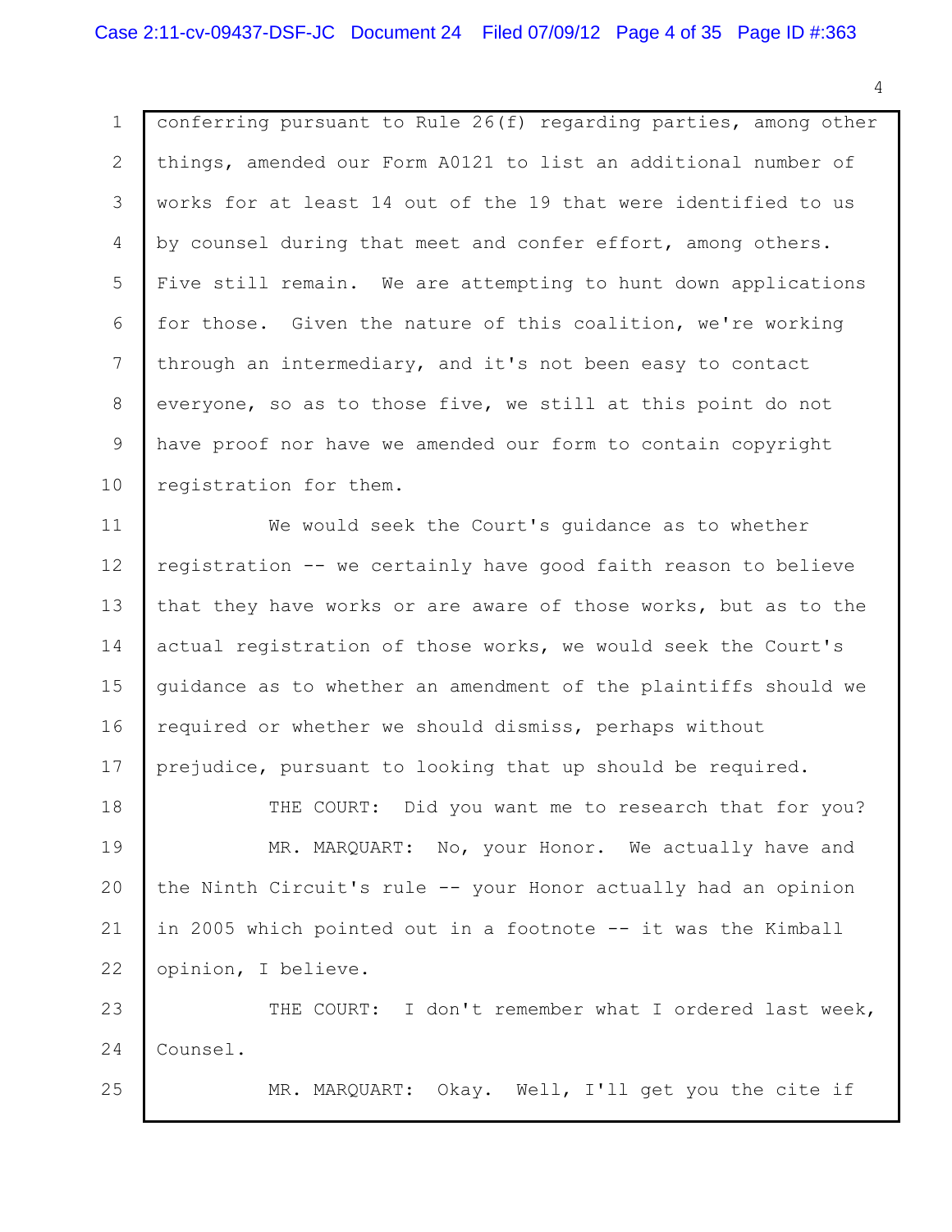conferring pursuant to Rule 26(f) regarding parties, among other things, amended our Form A0121 to list an additional number of works for at least 14 out of the 19 that were identified to us by counsel during that meet and confer effort, among others. Five still remain. We are attempting to hunt down applications for those. Given the nature of this coalition, we're working through an intermediary, and it's not been easy to contact everyone, so as to those five, we still at this point do not have proof nor have we amended our form to contain copyright registration for them.

We would seek the Court's guidance as to whether registration -- we certainly have good faith reason to believe that they have works or are aware of those works, but as to the actual registration of those works, we would seek the Court's guidance as to whether an amendment of the plaintiffs should we required or whether we should dismiss, perhaps without prejudice, pursuant to looking that up should be required.

THE COURT: Did you want me to research that for you?

MR. MARQUART: No, your Honor. We actually have and the Ninth Circuit's rule -- your Honor actually had an opinion in 2005 which pointed out in a footnote -- it was the Kimball opinion, I believe.

THE COURT: I don't remember what I ordered last week, Counsel.

MR. MARQUART: Okay. Well, I'll get you the cite if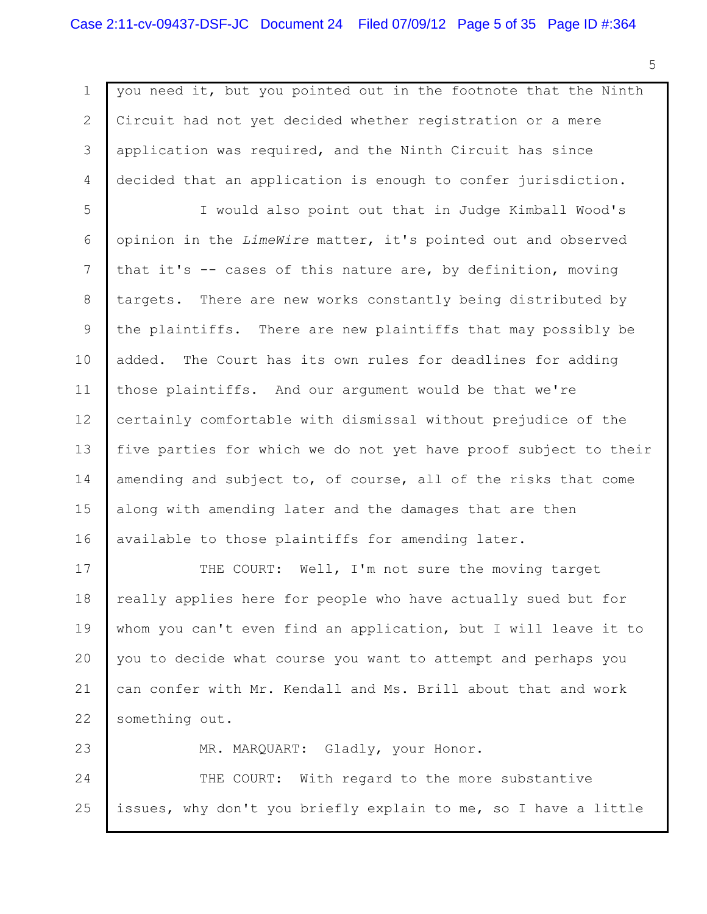you need it, but you pointed out in the footnote that the Ninth Circuit had not yet decided whether registration or a mere application was required, and the Ninth Circuit has since decided that an application is enough to confer jurisdiction.

I would also point out that in Judge Kimball Wood's opinion in the *LimeWire* matter, it's pointed out and observed that it's -- cases of this nature are, by definition, moving targets. There are new works constantly being distributed by the plaintiffs. There are new plaintiffs that may possibly be added. The Court has its own rules for deadlines for adding those plaintiffs. And our argument would be that we're certainly comfortable with dismissal without prejudice of the five parties for which we do not yet have proof subject to their amending and subject to, of course, all of the risks that come along with amending later and the damages that are then available to those plaintiffs for amending later.

THE COURT: Well, I'm not sure the moving target really applies here for people who have actually sued but for whom you can't even find an application, but I will leave it to you to decide what course you want to attempt and perhaps you can confer with Mr. Kendall and Ms. Brill about that and work something out.

MR. MARQUART: Gladly, your Honor.

THE COURT: With regard to the more substantive issues, why don't you briefly explain to me, so I have a little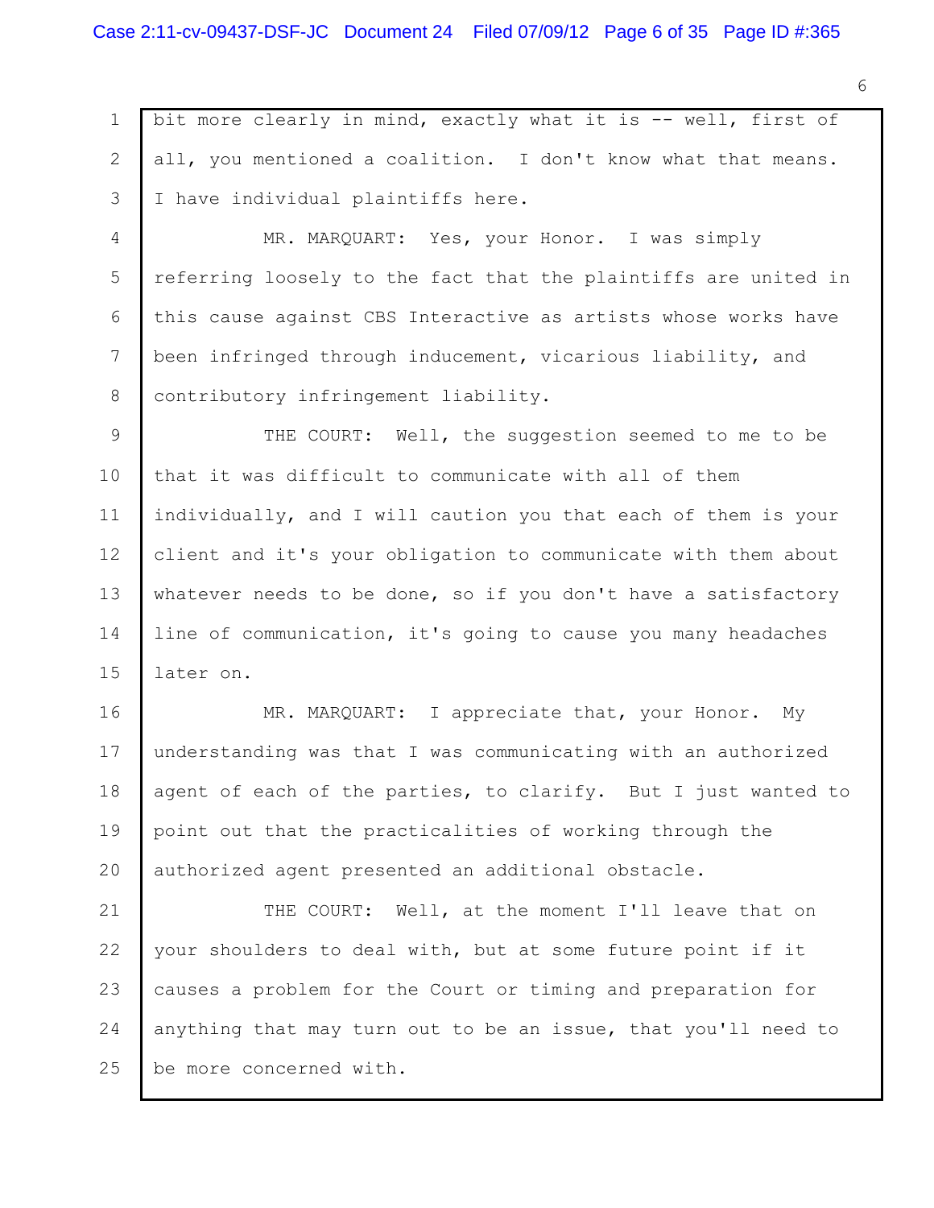bit more clearly in mind, exactly what it is -- well, first of all, you mentioned a coalition. I don't know what that means. I have individual plaintiffs here.

MR. MARQUART: Yes, your Honor. I was simply referring loosely to the fact that the plaintiffs are united in this cause against CBS Interactive as artists whose works have been infringed through inducement, vicarious liability, and contributory infringement liability.

THE COURT: Well, the suggestion seemed to me to be that it was difficult to communicate with all of them individually, and I will caution you that each of them is your client and it's your obligation to communicate with them about whatever needs to be done, so if you don't have a satisfactory line of communication, it's going to cause you many headaches later on.

MR. MARQUART: I appreciate that, your Honor. My understanding was that I was communicating with an authorized agent of each of the parties, to clarify. But I just wanted to point out that the practicalities of working through the authorized agent presented an additional obstacle.

THE COURT: Well, at the moment I'll leave that on your shoulders to deal with, but at some future point if it causes a problem for the Court or timing and preparation for anything that may turn out to be an issue, that you'll need to be more concerned with.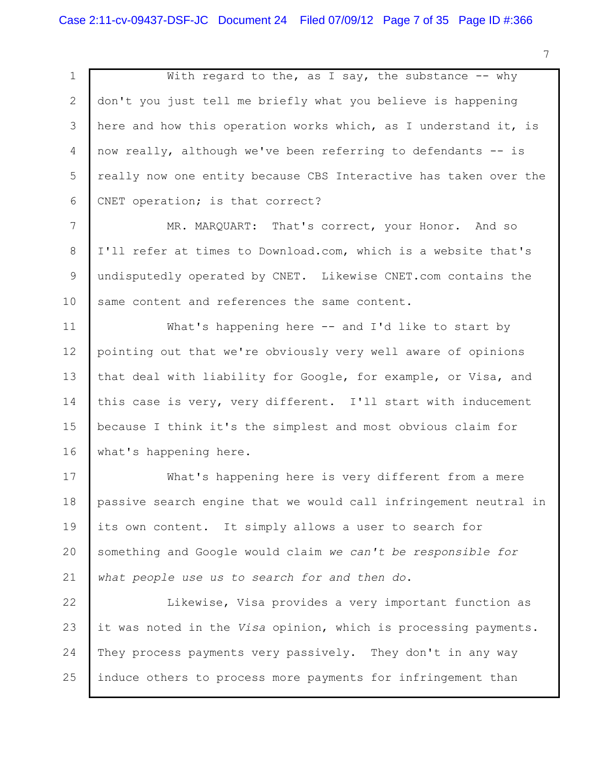With regard to the, as I say, the substance -- why don't you just tell me briefly what you believe is happening here and how this operation works which, as I understand it, is now really, although we've been referring to defendants -- is really now one entity because CBS Interactive has taken over the CNET operation; is that correct?

MR. MARQUART: That's correct, your Honor. And so I'll refer at times to Download.com, which is a website that's undisputedly operated by CNET. Likewise CNET.com contains the same content and references the same content.

What's happening here -- and I'd like to start by pointing out that we're obviously very well aware of opinions that deal with liability for Google, for example, or Visa, and this case is very, very different. I'll start with inducement because I think it's the simplest and most obvious claim for what's happening here.

What's happening here is very different from a mere passive search engine that we would call infringement neutral in its own content. It simply allows a user to search for something and Google would claim *we can't be responsible for what people use us to search for and then do.*

Likewise, Visa provides a very important function as it was noted in the *Visa* opinion, which is processing payments. They process payments very passively. They don't in any way induce others to process more payments for infringement than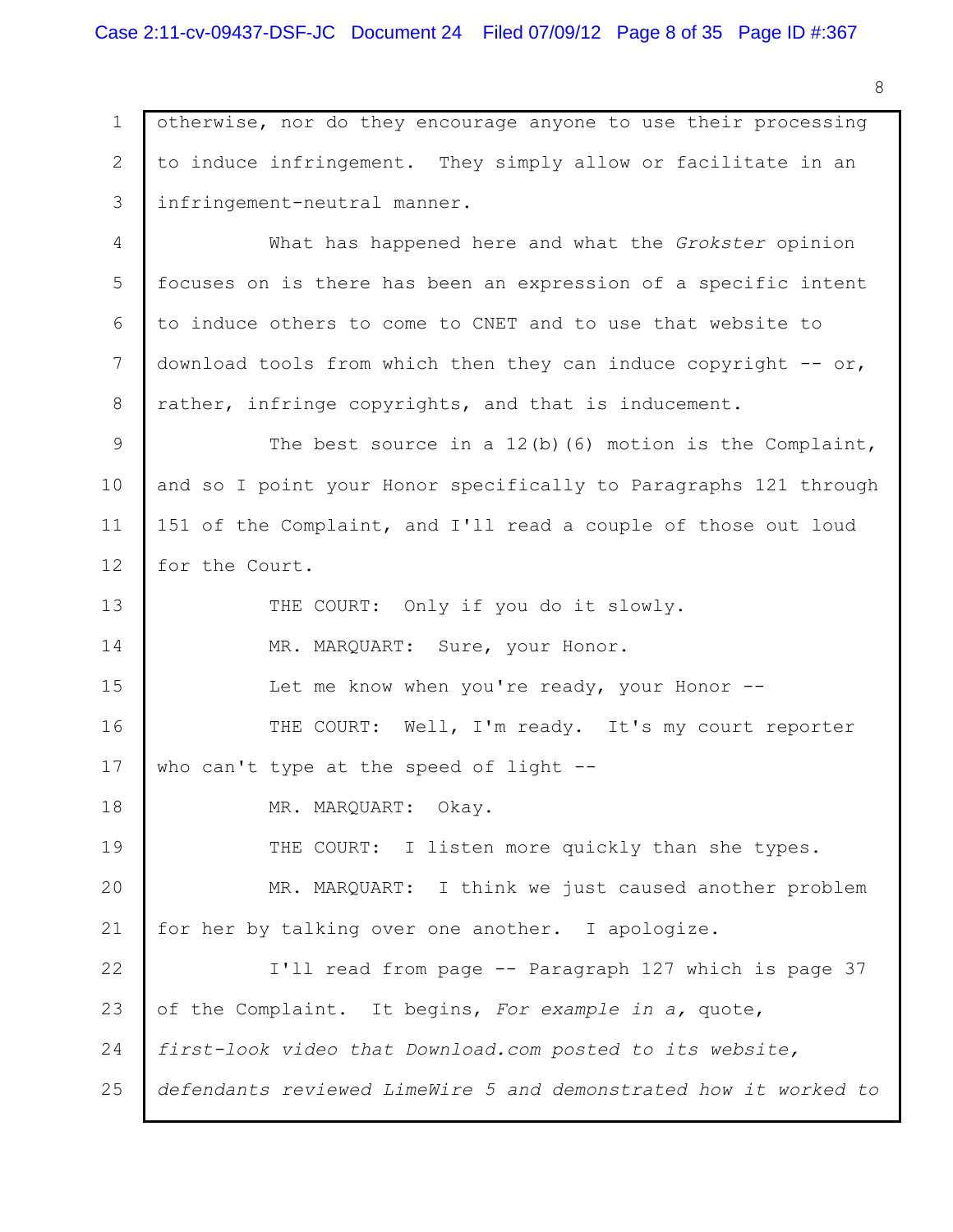otherwise, nor do they encourage anyone to use their processing to induce infringement. They simply allow or facilitate in an infringement-neutral manner.

What has happened here and what the *Grokster* opinion focuses on is there has been an expression of a specific intent to induce others to come to CNET and to use that website to download tools from which then they can induce copyright -- or, rather, infringe copyrights, and that is inducement.

The best source in a 12(b)(6) motion is the Complaint, and so I point your Honor specifically to Paragraphs 121 through 151 of the Complaint, and I'll read a couple of those out loud for the Court.

THE COURT: Only if you do it slowly.

MR. MARQUART: Sure, your Honor.

Let me know when you're ready, your Honor --

THE COURT: Well, I'm ready. It's my court reporter who can't type at the speed of light --

MR. MARQUART: Okay.

THE COURT: I listen more quickly than she types.

MR. MARQUART: I think we just caused another problem for her by talking over one another. I apologize.

I'll read from page -- Paragraph 127 which is page 37 of the Complaint. It begins, *For example in a,* quote, *first-look video that Download.com posted to its website, defendants reviewed LimeWire 5 and demonstrated how it worked to*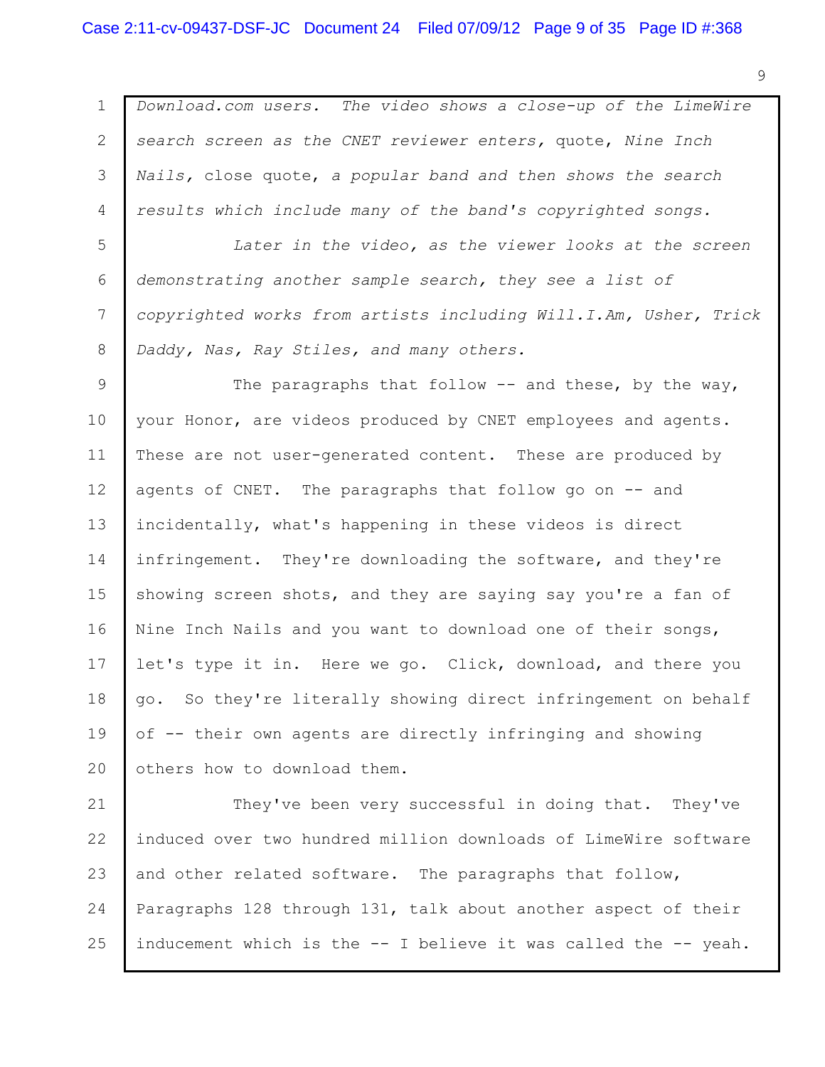*Download.com users. The video shows a close-up of the LimeWire search screen as the CNET reviewer enters,* quote, *Nine Inch Nails,* close quote, *a popular band and then shows the search results which include many of the band's copyrighted songs.*

*Later in the video, as the viewer looks at the screen demonstrating another sample search, they see a list of copyrighted works from artists including Will.I.Am, Usher, Trick Daddy, Nas, Ray Stiles, and many others.*

The paragraphs that follow -- and these, by the way, your Honor, are videos produced by CNET employees and agents. These are not user-generated content. These are produced by agents of CNET. The paragraphs that follow go on -- and incidentally, what's happening in these videos is direct infringement. They're downloading the software, and they're showing screen shots, and they are saying say you're a fan of Nine Inch Nails and you want to download one of their songs, let's type it in. Here we go. Click, download, and there you go. So they're literally showing direct infringement on behalf of -- their own agents are directly infringing and showing others how to download them.

They've been very successful in doing that. They've induced over two hundred million downloads of LimeWire software and other related software. The paragraphs that follow, Paragraphs 128 through 131, talk about another aspect of their inducement which is the -- I believe it was called the -- yeah.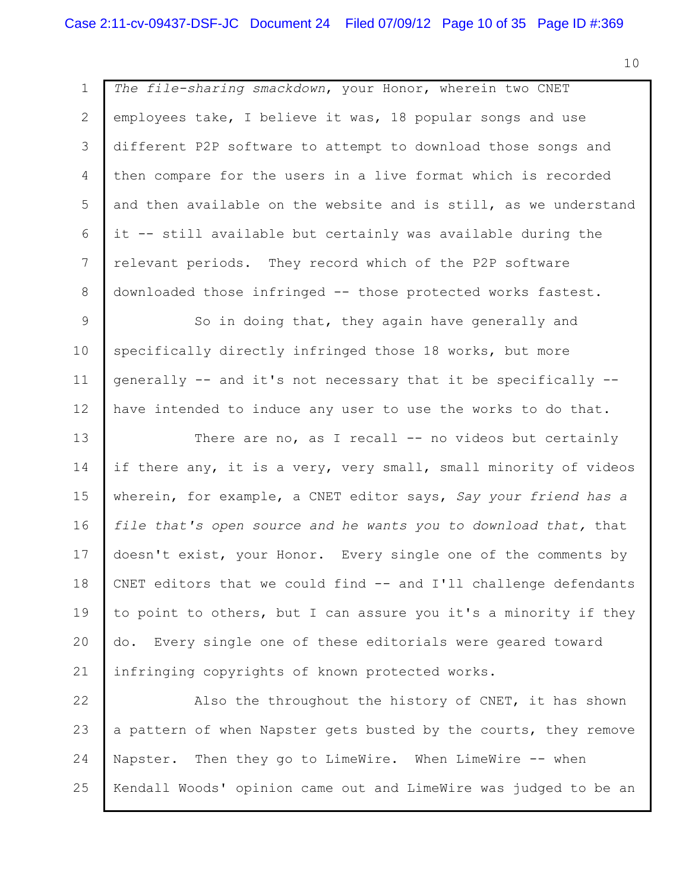*The file-sharing smackdown*, your Honor, wherein two CNET employees take, I believe it was, 18 popular songs and use different P2P software to attempt to download those songs and then compare for the users in a live format which is recorded and then available on the website and is still, as we understand it -- still available but certainly was available during the relevant periods. They record which of the P2P software downloaded those infringed -- those protected works fastest.

So in doing that, they again have generally and specifically directly infringed those 18 works, but more generally -- and it's not necessary that it be specifically -- have intended to induce any user to use the works to do that.

There are no, as I recall -- no videos but certainly if there any, it is a very, very small, small minority of videos wherein, for example, a CNET editor says, *Say your friend has a file that's open source and he wants you to download that,* that doesn't exist, your Honor. Every single one of the comments by CNET editors that we could find -- and I'll challenge defendants to point to others, but I can assure you it's a minority if they do. Every single one of these editorials were geared toward infringing copyrights of known protected works.

Also the throughout the history of CNET, it has shown a pattern of when Napster gets busted by the courts, they remove Napster. Then they go to LimeWire. When LimeWire -- when Kendall Woods' opinion came out and LimeWire was judged to be an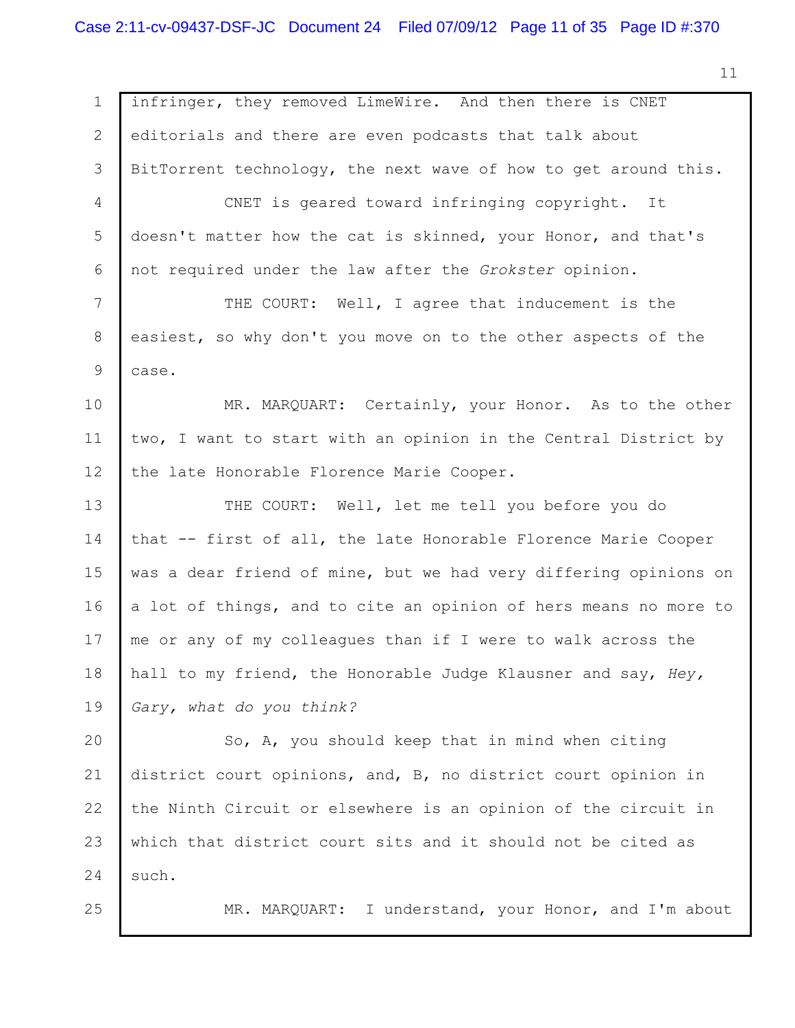infringer, they removed LimeWire. And then there is CNET editorials and there are even podcasts that talk about BitTorrent technology, the next wave of how to get around this.

CNET is geared toward infringing copyright. It doesn't matter how the cat is skinned, your Honor, and that's not required under the law after the *Grokster* opinion.

THE COURT: Well, I agree that inducement is the easiest, so why don't you move on to the other aspects of the case.

MR. MARQUART: Certainly, your Honor. As to the other two, I want to start with an opinion in the Central District by the late Honorable Florence Marie Cooper.

THE COURT: Well, let me tell you before you do that -- first of all, the late Honorable Florence Marie Cooper was a dear friend of mine, but we had very differing opinions on a lot of things, and to cite an opinion of hers means no more to me or any of my colleagues than if I were to walk across the hall to my friend, the Honorable Judge Klausner and say, *Hey, Gary, what do you think?*

So, A, you should keep that in mind when citing district court opinions, and, B, no district court opinion in the Ninth Circuit or elsewhere is an opinion of the circuit in which that district court sits and it should not be cited as such.

MR. MARQUART: I understand, your Honor, and I'm about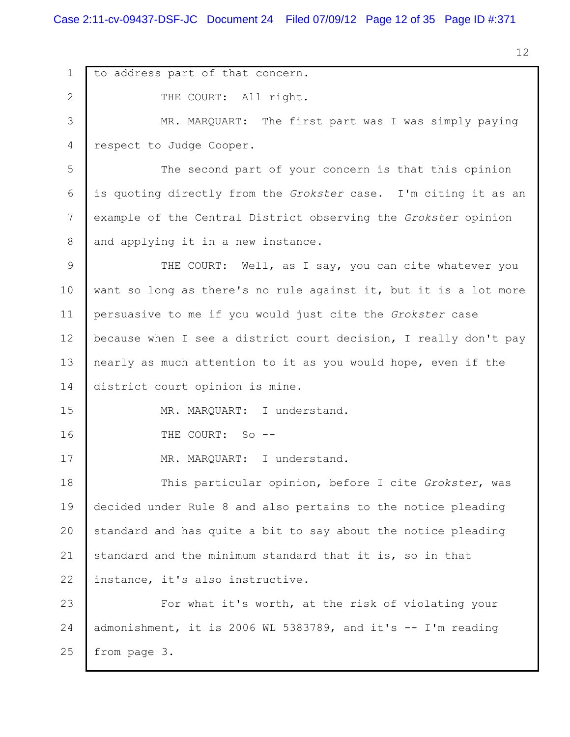to address part of that concern.

THE COURT: All right.

MR. MARQUART: The first part was I was simply paying respect to Judge Cooper.

The second part of your concern is that this opinion is quoting directly from the *Grokster* case. I'm citing it as an example of the Central District observing the *Grokster* opinion and applying it in a new instance.

THE COURT: Well, as I say, you can cite whatever you want so long as there's no rule against it, but it is a lot more persuasive to me if you would just cite the *Grokster* case because when I see a district court decision, I really don't pay nearly as much attention to it as you would hope, even if the district court opinion is mine.

MR. MARQUART: I understand.

THE COURT: So --

MR. MARQUART: I understand.

This particular opinion, before I cite *Grokster*, was decided under Rule 8 and also pertains to the notice pleading standard and has quite a bit to say about the notice pleading standard and the minimum standard that it is, so in that instance, it's also instructive.

For what it's worth, at the risk of violating your admonishment, it is 2006 WL 5383789, and it's -- I'm reading from page 3.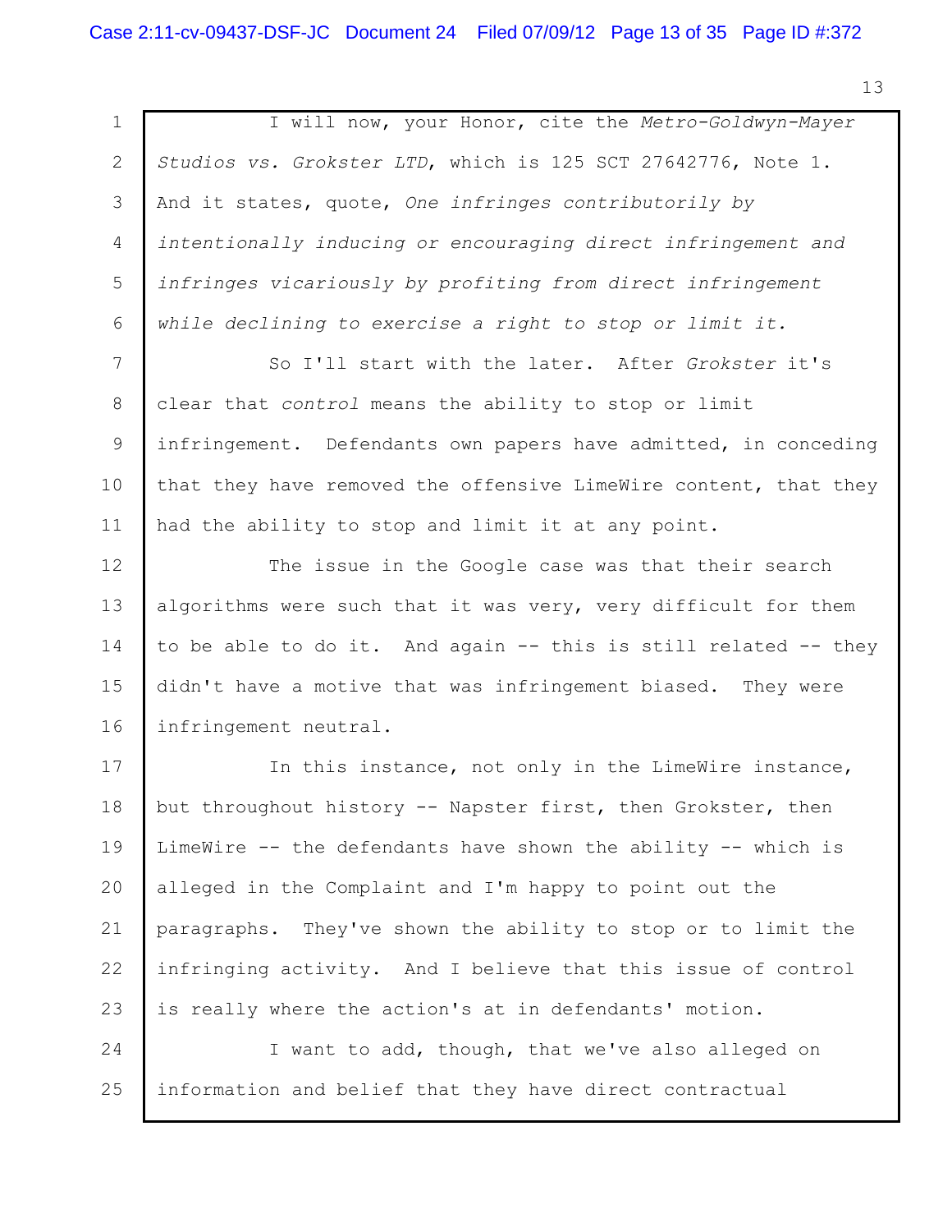I will now, your Honor, cite the *Metro-Goldwyn-Mayer Studios vs. Grokster LTD*, which is 125 SCT 27642776, Note 1. And it states, quote, *One infringes contributorily by intentionally inducing or encouraging direct infringement and infringes vicariously by profiting from direct infringement while declining to exercise a right to stop or limit it.*

So I'll start with the later. After *Grokster* it's clear that *control* means the ability to stop or limit infringement. Defendants own papers have admitted, in conceding that they have removed the offensive LimeWire content, that they had the ability to stop and limit it at any point.

The issue in the Google case was that their search algorithms were such that it was very, very difficult for them to be able to do it. And again -- this is still related -- they didn't have a motive that was infringement biased. They were infringement neutral.

In this instance, not only in the LimeWire instance, but throughout history -- Napster first, then Grokster, then LimeWire -- the defendants have shown the ability -- which is alleged in the Complaint and I'm happy to point out the paragraphs. They've shown the ability to stop or to limit the infringing activity. And I believe that this issue of control is really where the action's at in defendants' motion.

I want to add, though, that we've also alleged on information and belief that they have direct contractual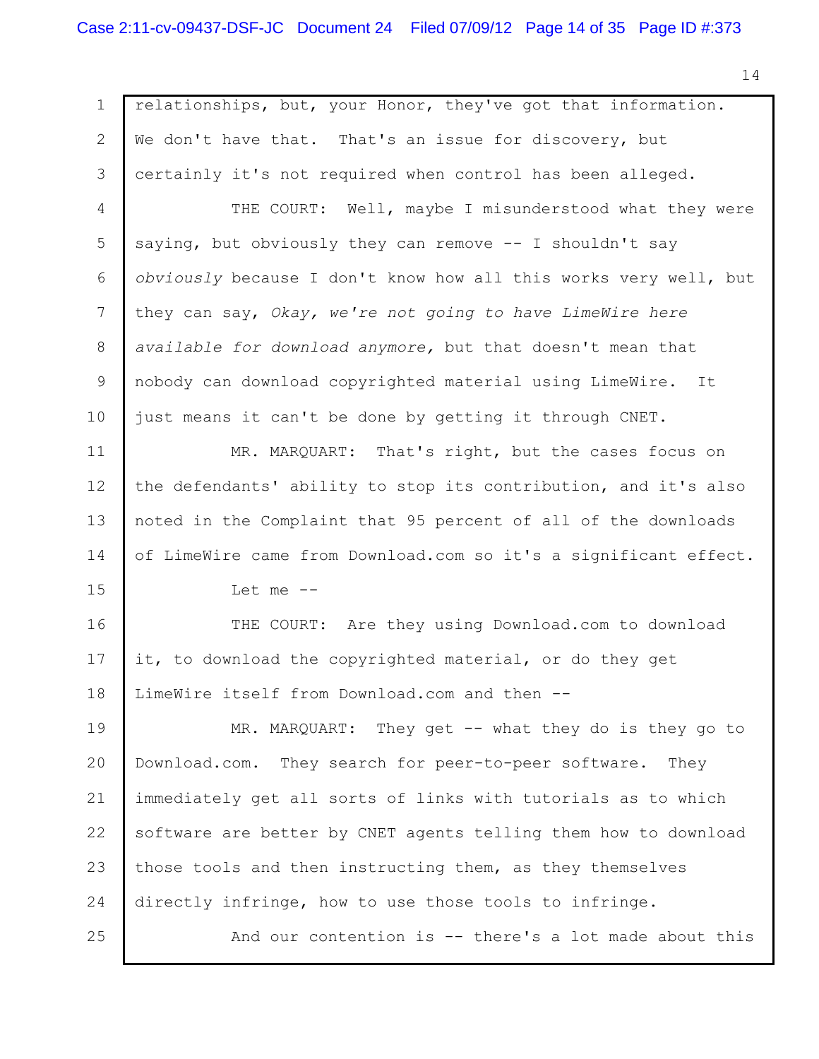relationships, but, your Honor, they've got that information. We don't have that. That's an issue for discovery, but certainly it's not required when control has been alleged.

THE COURT: Well, maybe I misunderstood what they were saying, but obviously they can remove -- I shouldn't say *obviously* because I don't know how all this works very well, but they can say, *Okay, we're not going to have LimeWire here available for download anymore,* but that doesn't mean that nobody can download copyrighted material using LimeWire. It just means it can't be done by getting it through CNET.

MR. MARQUART: That's right, but the cases focus on the defendants' ability to stop its contribution, and it's also noted in the Complaint that 95 percent of all of the downloads of LimeWire came from Download.com so it's a significant effect.

Let me --

THE COURT: Are they using Download.com to download it, to download the copyrighted material, or do they get LimeWire itself from Download.com and then --

MR. MARQUART: They get -- what they do is they go to Download.com. They search for peer-to-peer software. They immediately get all sorts of links with tutorials as to which software are better by CNET agents telling them how to download those tools and then instructing them, as they themselves directly infringe, how to use those tools to infringe.

And our contention is -- there's a lot made about this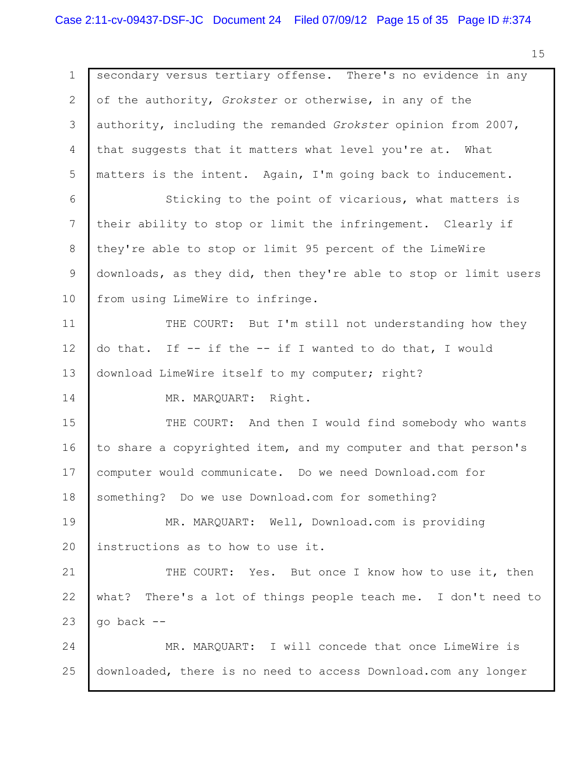secondary versus tertiary offense. There's no evidence in any of the authority, *Grokster* or otherwise, in any of the authority, including the remanded *Grokster* opinion from 2007, that suggests that it matters what level you're at. What matters is the intent. Again, I'm going back to inducement.

Sticking to the point of vicarious, what matters is their ability to stop or limit the infringement. Clearly if they're able to stop or limit 95 percent of the LimeWire downloads, as they did, then they're able to stop or limit users from using LimeWire to infringe.

THE COURT: But I'm still not understanding how they do that. If -- if the -- if I wanted to do that, I would download LimeWire itself to my computer; right?

MR. MARQUART: Right.

THE COURT: And then I would find somebody who wants to share a copyrighted item, and my computer and that person's computer would communicate. Do we need Download.com for something? Do we use Download.com for something?

MR. MARQUART: Well, Download.com is providing instructions as to how to use it.

THE COURT: Yes. But once I know how to use it, then what? There's a lot of things people teach me. I don't need to go back --

MR. MARQUART: I will concede that once LimeWire is downloaded, there is no need to access Download.com any longer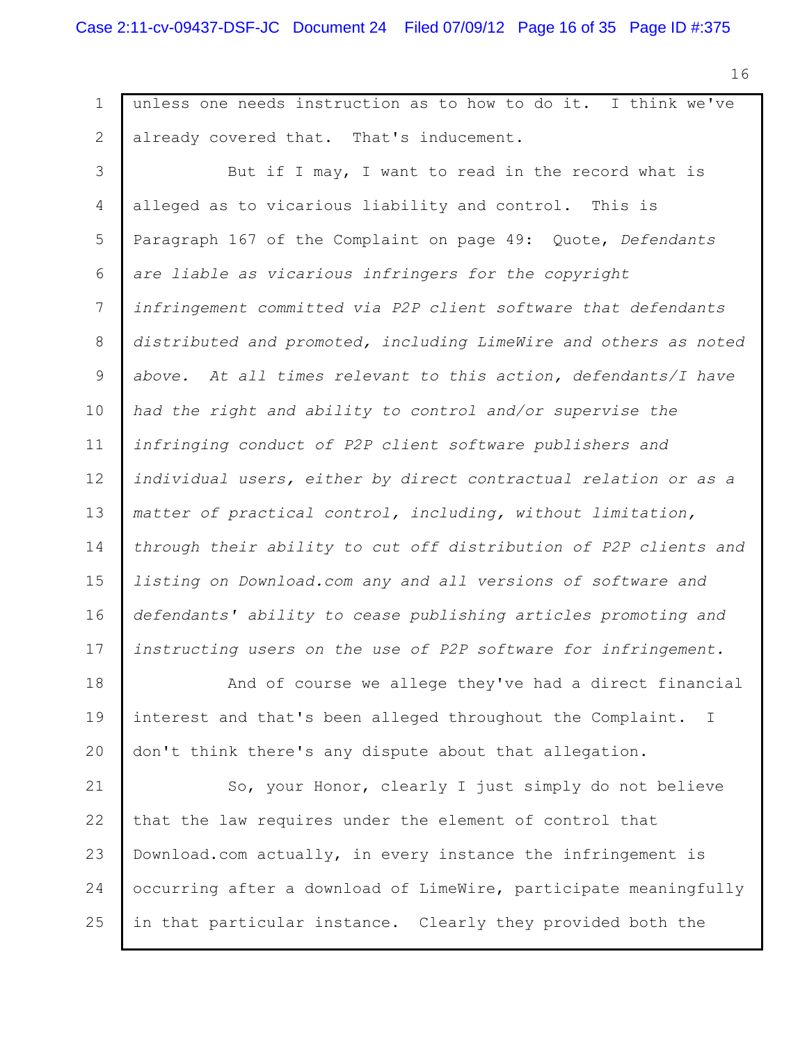unless one needs instruction as to how to do it. I think we've already covered that. That's inducement.

But if I may, I want to read in the record what is alleged as to vicarious liability and control. This is Paragraph 167 of the Complaint on page 49: Quote, *Defendants are liable as vicarious infringers for the copyright infringement committed via P2P client software that defendants distributed and promoted, including LimeWire and others as noted above. At all times relevant to this action, defendants/I have had the right and ability to control and/or supervise the infringing conduct of P2P client software publishers and individual users, either by direct contractual relation or as a matter of practical control, including, without limitation, through their ability to cut off distribution of P2P clients and listing on Download.com any and all versions of software and defendants' ability to cease publishing articles promoting and instructing users on the use of P2P software for infringement.*

And of course we allege they've had a direct financial interest and that's been alleged throughout the Complaint. I don't think there's any dispute about that allegation.

So, your Honor, clearly I just simply do not believe that the law requires under the element of control that Download.com actually, in every instance the infringement is occurring after a download of LimeWire, participate meaningfully in that particular instance. Clearly they provided both the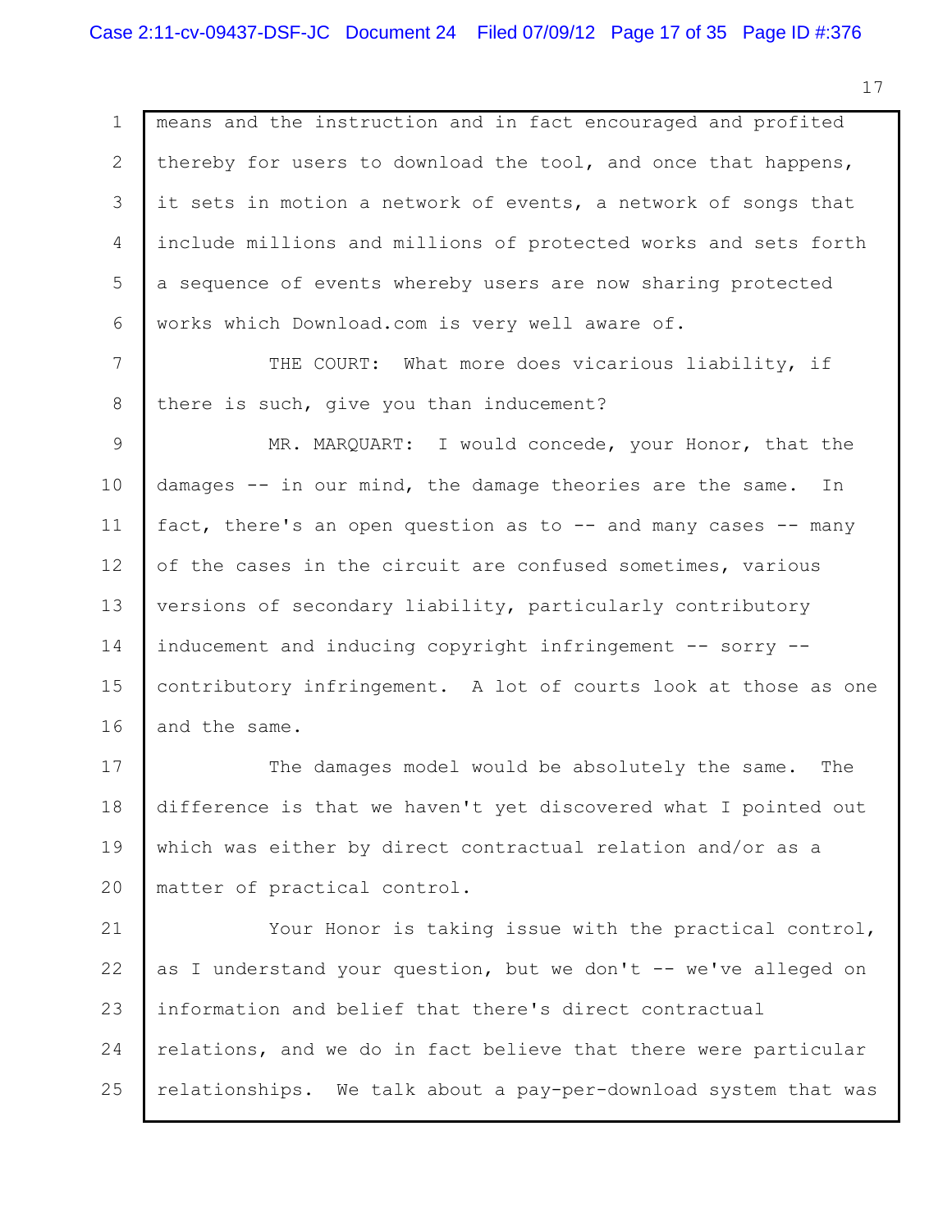means and the instruction and in fact encouraged and profited thereby for users to download the tool, and once that happens, it sets in motion a network of events, a network of songs that include millions and millions of protected works and sets forth a sequence of events whereby users are now sharing protected works which Download.com is very well aware of.

THE COURT: What more does vicarious liability, if there is such, give you than inducement?

MR. MARQUART: I would concede, your Honor, that the damages -- in our mind, the damage theories are the same. In fact, there's an open question as to -- and many cases -- many of the cases in the circuit are confused sometimes, various versions of secondary liability, particularly contributory inducement and inducing copyright infringement -- sorry -- contributory infringement. A lot of courts look at those as one and the same.

The damages model would be absolutely the same. The difference is that we haven't yet discovered what I pointed out which was either by direct contractual relation and/or as a matter of practical control.

Your Honor is taking issue with the practical control, as I understand your question, but we don't -- we've alleged on information and belief that there's direct contractual relations, and we do in fact believe that there were particular relationships. We talk about a pay-per-download system that was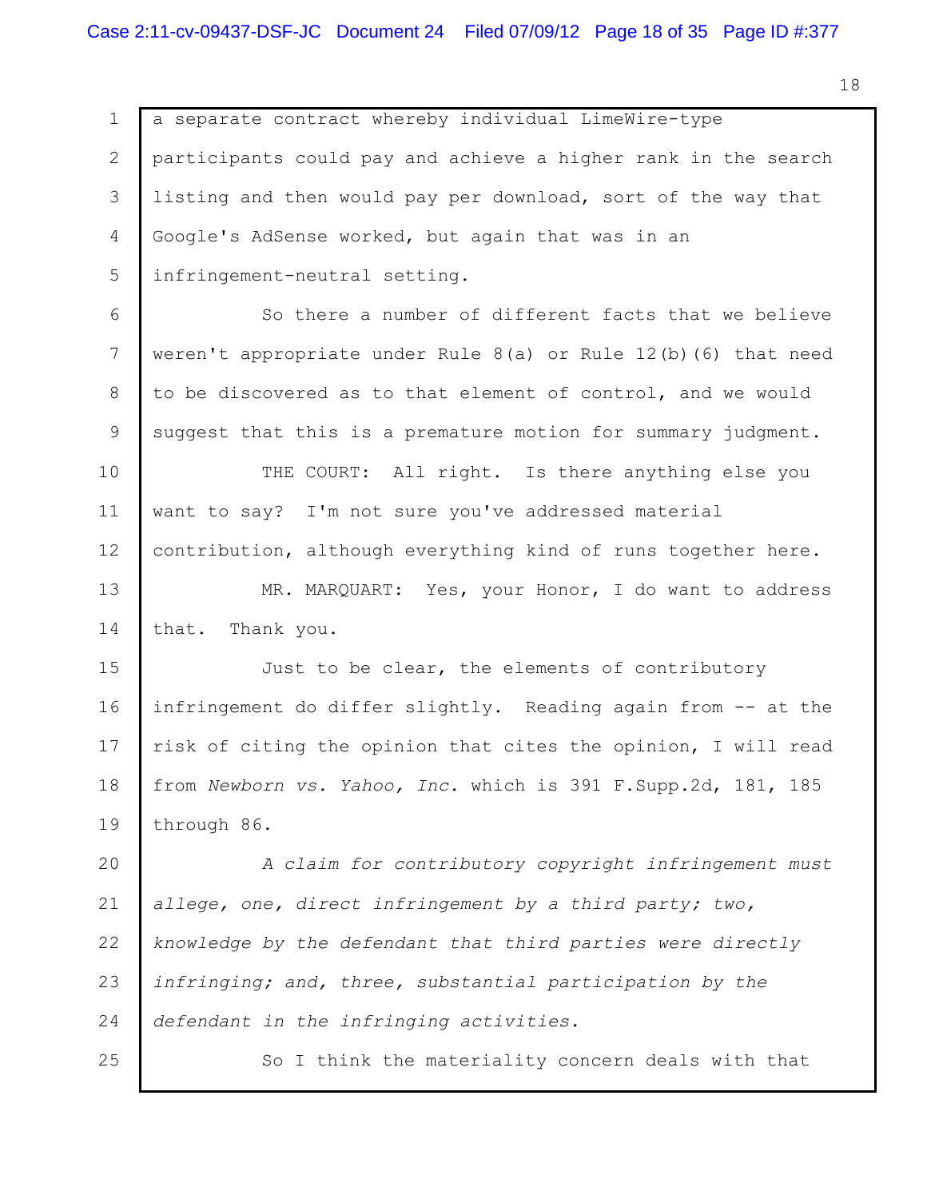a separate contract whereby individual LimeWire-type participants could pay and achieve a higher rank in the search listing and then would pay per download, sort of the way that Google's AdSense worked, but again that was in an infringement-neutral setting.

So there a number of different facts that we believe weren't appropriate under Rule 8(a) or Rule 12(b)(6) that need to be discovered as to that element of control, and we would suggest that this is a premature motion for summary judgment.

THE COURT: All right. Is there anything else you want to say? I'm not sure you've addressed material contribution, although everything kind of runs together here.

MR. MARQUART: Yes, your Honor, I do want to address that. Thank you.

Just to be clear, the elements of contributory infringement do differ slightly. Reading again from -- at the risk of citing the opinion that cites the opinion, I will read from *Newborn vs. Yahoo, Inc.* which is 391 F.Supp.2d, 181, 185 through 86.

*A claim for contributory copyright infringement must allege, one, direct infringement by a third party; two, knowledge by the defendant that third parties were directly infringing; and, three, substantial participation by the defendant in the infringing activities.*

So I think the materiality concern deals with that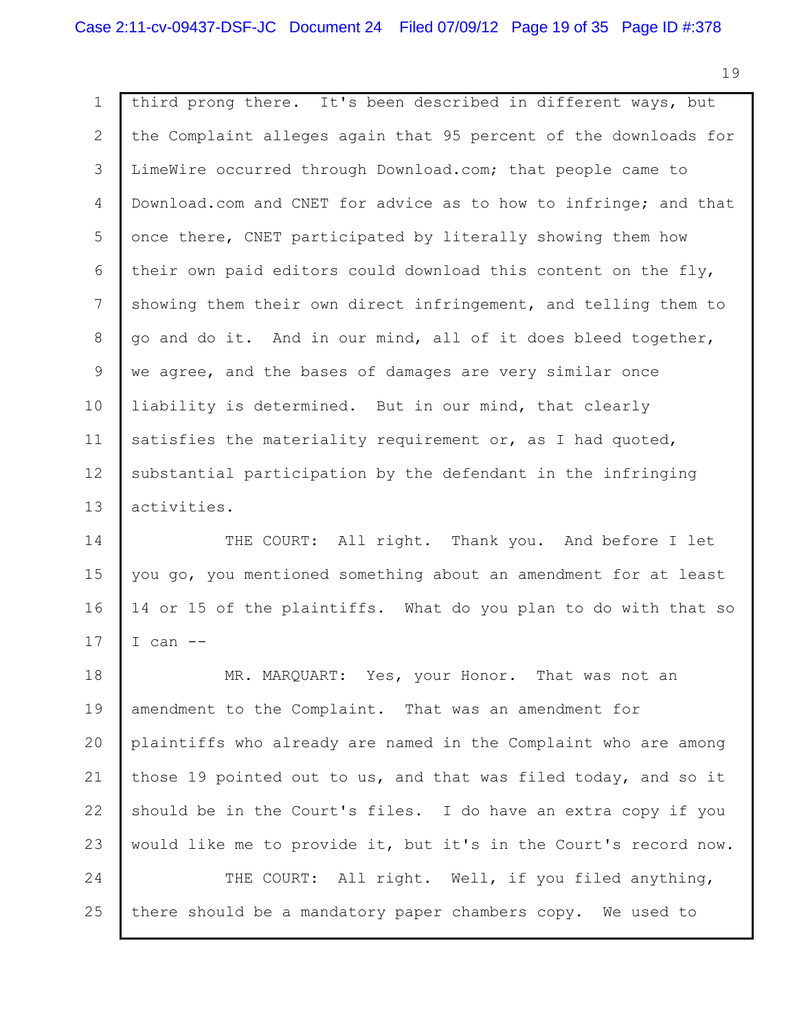third prong there. It's been described in different ways, but the Complaint alleges again that 95 percent of the downloads for LimeWire occurred through Download.com; that people came to Download.com and CNET for advice as to how to infringe; and that once there, CNET participated by literally showing them how their own paid editors could download this content on the fly, showing them their own direct infringement, and telling them to go and do it. And in our mind, all of it does bleed together, we agree, and the bases of damages are very similar once liability is determined. But in our mind, that clearly satisfies the materiality requirement or, as I had quoted, substantial participation by the defendant in the infringing activities.

THE COURT: All right. Thank you. And before I let you go, you mentioned something about an amendment for at least 14 or 15 of the plaintiffs. What do you plan to do with that so I can --

MR. MARQUART: Yes, your Honor. That was not an amendment to the Complaint. That was an amendment for plaintiffs who already are named in the Complaint who are among those 19 pointed out to us, and that was filed today, and so it should be in the Court's files. I do have an extra copy if you would like me to provide it, but it's in the Court's record now.

THE COURT: All right. Well, if you filed anything, there should be a mandatory paper chambers copy. We used to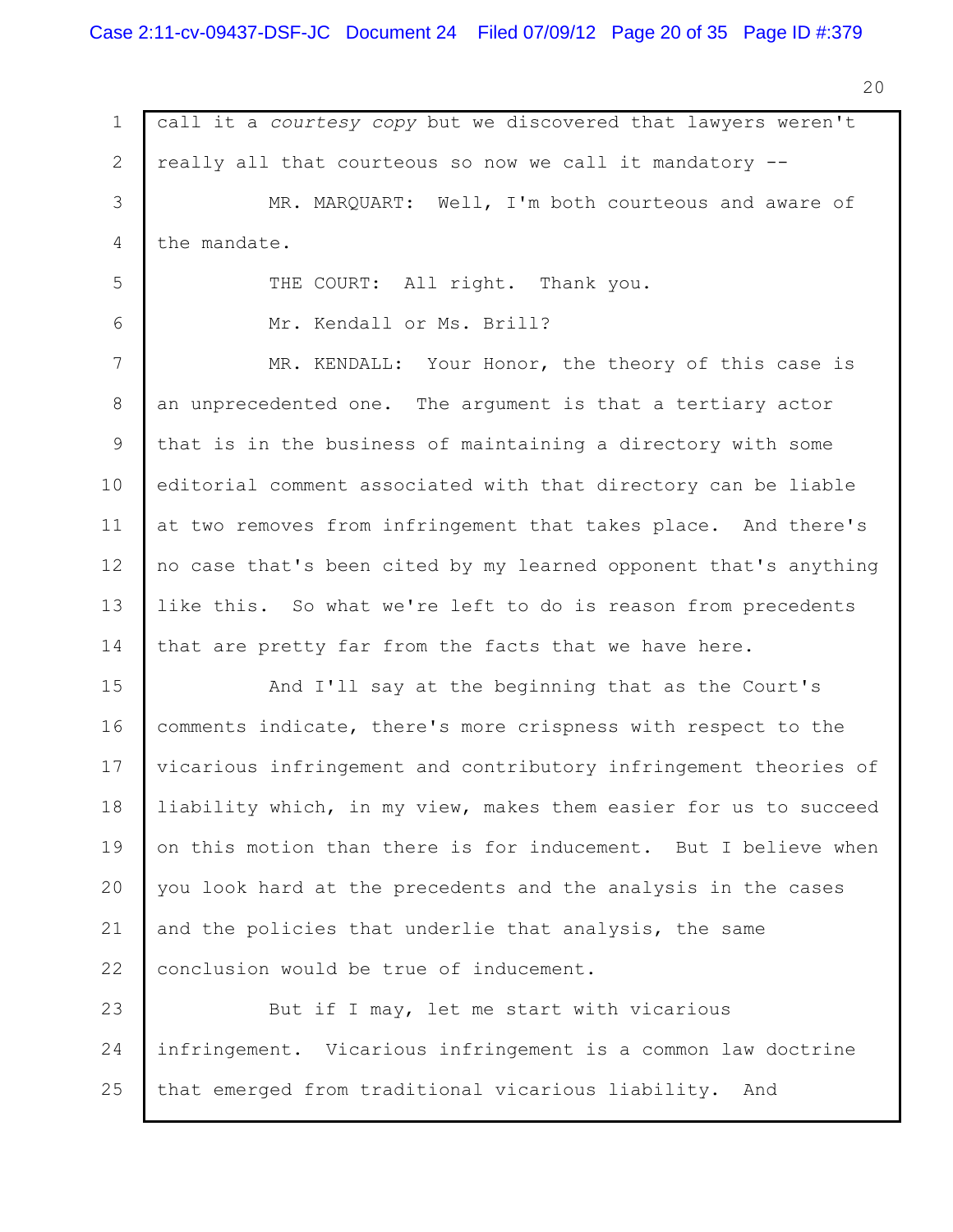call it a *courtesy copy* but we discovered that lawyers weren't really all that courteous so now we call it mandatory --

MR. MARQUART: Well, I'm both courteous and aware of the mandate.

THE COURT: All right. Thank you.

Mr. Kendall or Ms. Brill?

MR. KENDALL: Your Honor, the theory of this case is an unprecedented one. The argument is that a tertiary actor that is in the business of maintaining a directory with some editorial comment associated with that directory can be liable at two removes from infringement that takes place. And there's no case that's been cited by my learned opponent that's anything like this. So what we're left to do is reason from precedents that are pretty far from the facts that we have here.

And I'll say at the beginning that as the Court's comments indicate, there's more crispness with respect to the vicarious infringement and contributory infringement theories of liability which, in my view, makes them easier for us to succeed on this motion than there is for inducement. But I believe when you look hard at the precedents and the analysis in the cases and the policies that underlie that analysis, the same conclusion would be true of inducement.

But if I may, let me start with vicarious infringement. Vicarious infringement is a common law doctrine that emerged from traditional vicarious liability. And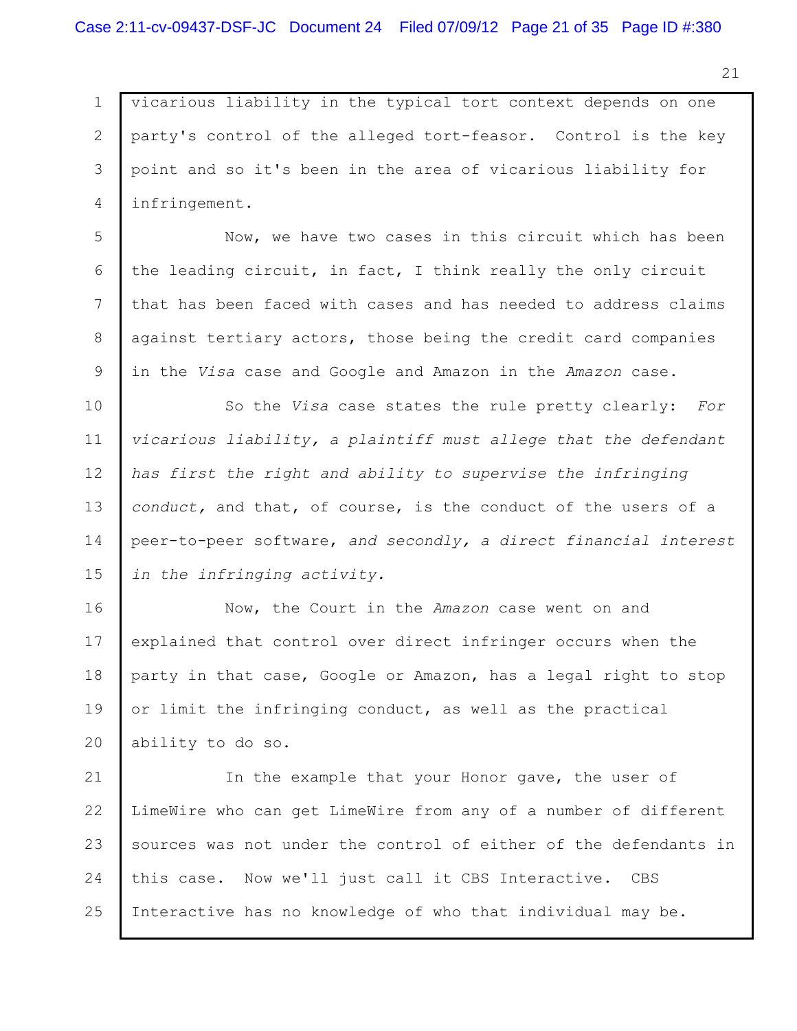vicarious liability in the typical tort context depends on one party's control of the alleged tort-feasor. Control is the key point and so it's been in the area of vicarious liability for infringement.

Now, we have two cases in this circuit which has been the leading circuit, in fact, I think really the only circuit that has been faced with cases and has needed to address claims against tertiary actors, those being the credit card companies in the *Visa* case and Google and Amazon in the *Amazon* case.

So the *Visa* case states the rule pretty clearly: *For vicarious liability, a plaintiff must allege that the defendant has first the right and ability to supervise the infringing conduct,* and that, of course, is the conduct of the users of a peer-to-peer software, *and secondly, a direct financial interest in the infringing activity.*

Now, the Court in the *Amazon* case went on and explained that control over direct infringer occurs when the party in that case, Google or Amazon, has a legal right to stop or limit the infringing conduct, as well as the practical ability to do so.

In the example that your Honor gave, the user of LimeWire who can get LimeWire from any of a number of different sources was not under the control of either of the defendants in this case. Now we'll just call it CBS Interactive. CBS Interactive has no knowledge of who that individual may be.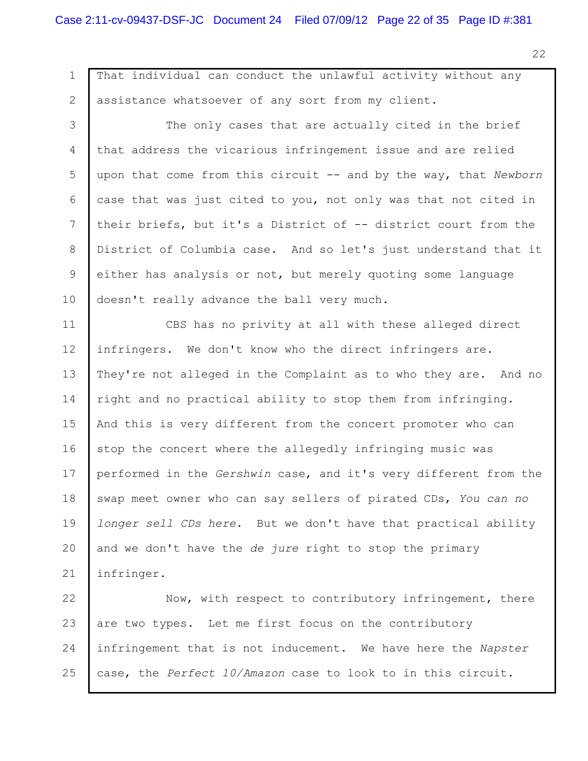That individual can conduct the unlawful activity without any assistance whatsoever of any sort from my client.

The only cases that are actually cited in the brief that address the vicarious infringement issue and are relied upon that come from this circuit -- and by the way, that *Newborn* case that was just cited to you, not only was that not cited in their briefs, but it's a District of -- district court from the District of Columbia case. And so let's just understand that it either has analysis or not, but merely quoting some language doesn't really advance the ball very much.

CBS has no privity at all with these alleged direct infringers. We don't know who the direct infringers are. They're not alleged in the Complaint as to who they are. And no right and no practical ability to stop them from infringing. And this is very different from the concert promoter who can stop the concert where the allegedly infringing music was performed in the *Gershwin* case, and it's very different from the swap meet owner who can say sellers of pirated CDs, *You can no longer sell CDs here.* But we don't have that practical ability and we don't have the *de jure* right to stop the primary infringer.

Now, with respect to contributory infringement, there are two types. Let me first focus on the contributory infringement that is not inducement. We have here the *Napster* case, the *Perfect 10/Amazon* case to look to in this circuit.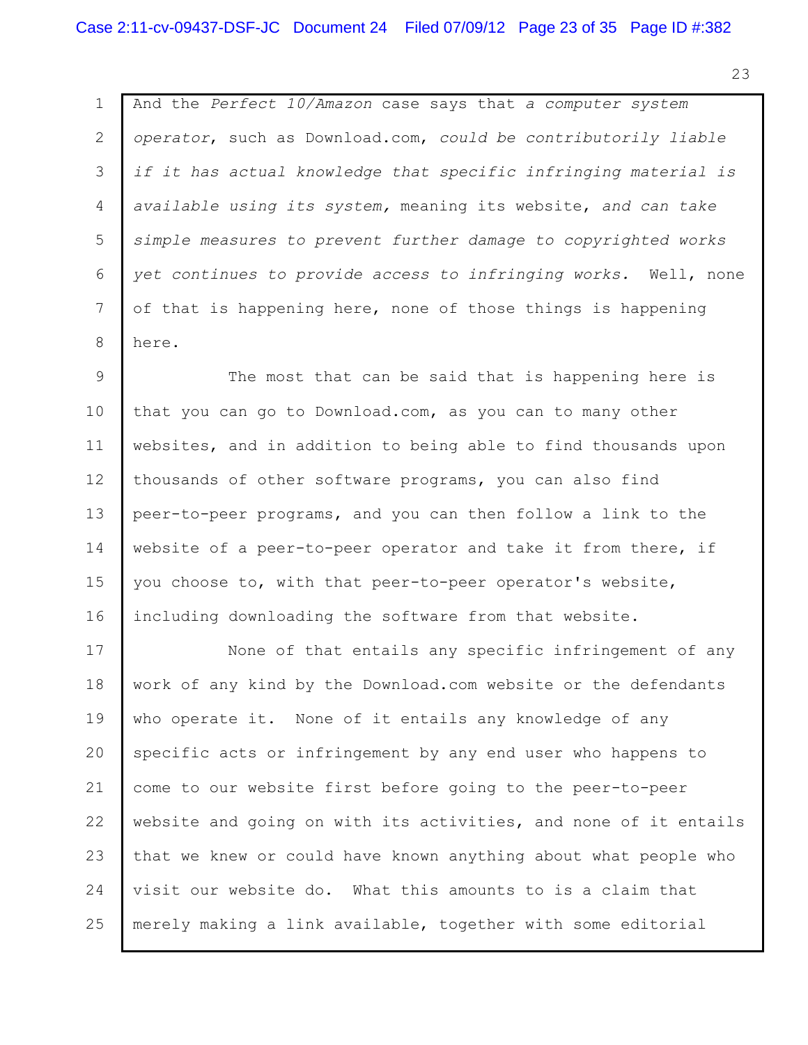And the *Perfect 10/Amazon* case says that *a computer system operator*, such as Download.com, *could be contributorily liable if it has actual knowledge that specific infringing material is available using its system,* meaning its website, *and can take simple measures to prevent further damage to copyrighted works yet continues to provide access to infringing works.* Well, none of that is happening here, none of those things is happening here.

The most that can be said that is happening here is that you can go to Download.com, as you can to many other websites, and in addition to being able to find thousands upon thousands of other software programs, you can also find peer-to-peer programs, and you can then follow a link to the website of a peer-to-peer operator and take it from there, if you choose to, with that peer-to-peer operator's website, including downloading the software from that website.

None of that entails any specific infringement of any work of any kind by the Download.com website or the defendants who operate it. None of it entails any knowledge of any specific acts or infringement by any end user who happens to come to our website first before going to the peer-to-peer website and going on with its activities, and none of it entails that we knew or could have known anything about what people who visit our website do. What this amounts to is a claim that merely making a link available, together with some editorial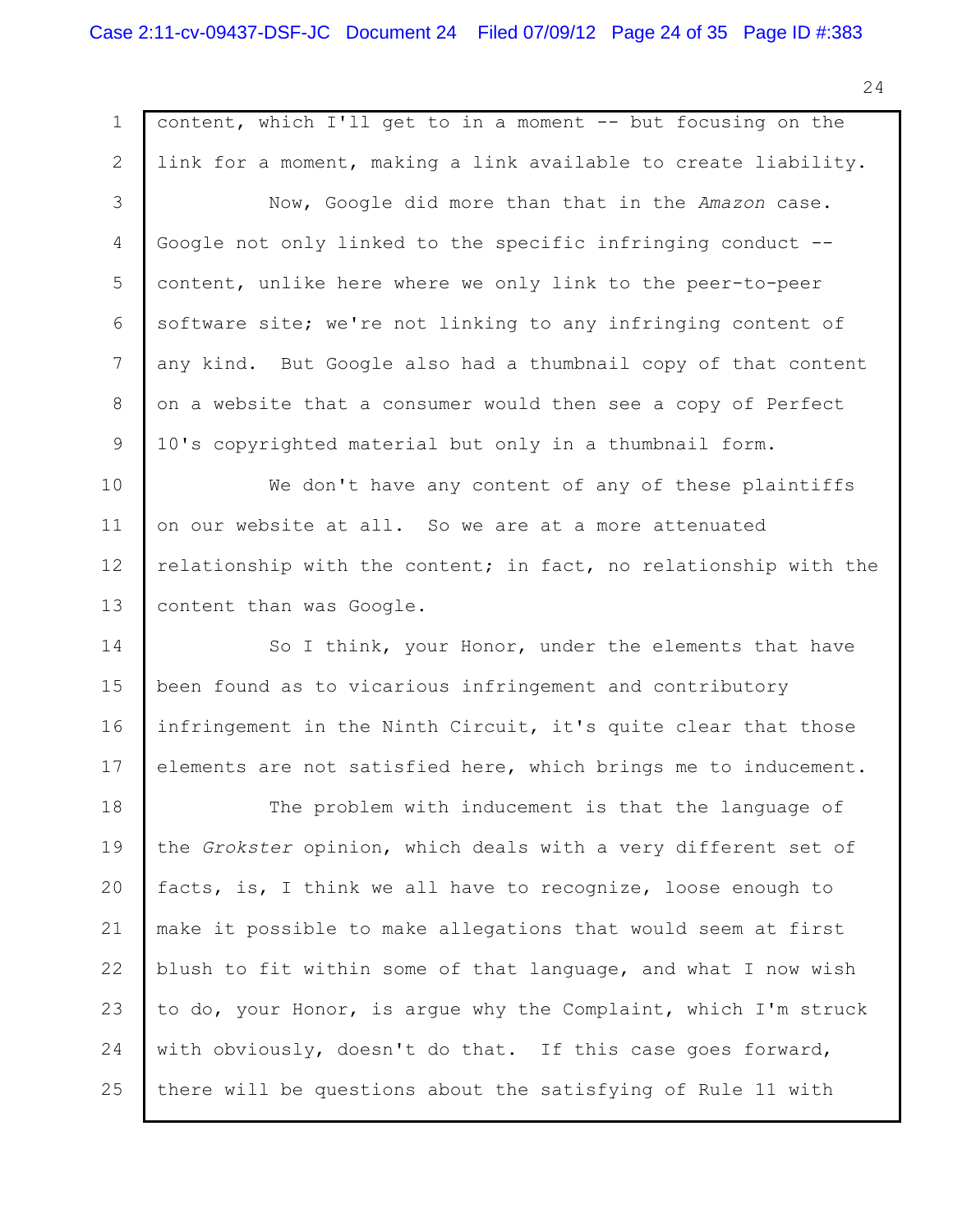content, which I'll get to in a moment -- but focusing on the link for a moment, making a link available to create liability.

Now, Google did more than that in the *Amazon* case. Google not only linked to the specific infringing conduct -- content, unlike here where we only link to the peer-to-peer software site; we're not linking to any infringing content of any kind. But Google also had a thumbnail copy of that content on a website that a consumer would then see a copy of Perfect 10's copyrighted material but only in a thumbnail form.

We don't have any content of any of these plaintiffs on our website at all. So we are at a more attenuated relationship with the content; in fact, no relationship with the content than was Google.

So I think, your Honor, under the elements that have been found as to vicarious infringement and contributory infringement in the Ninth Circuit, it's quite clear that those elements are not satisfied here, which brings me to inducement.

The problem with inducement is that the language of the *Grokster* opinion, which deals with a very different set of facts, is, I think we all have to recognize, loose enough to make it possible to make allegations that would seem at first blush to fit within some of that language, and what I now wish to do, your Honor, is argue why the Complaint, which I'm struck with obviously, doesn't do that. If this case goes forward, there will be questions about the satisfying of Rule 11 with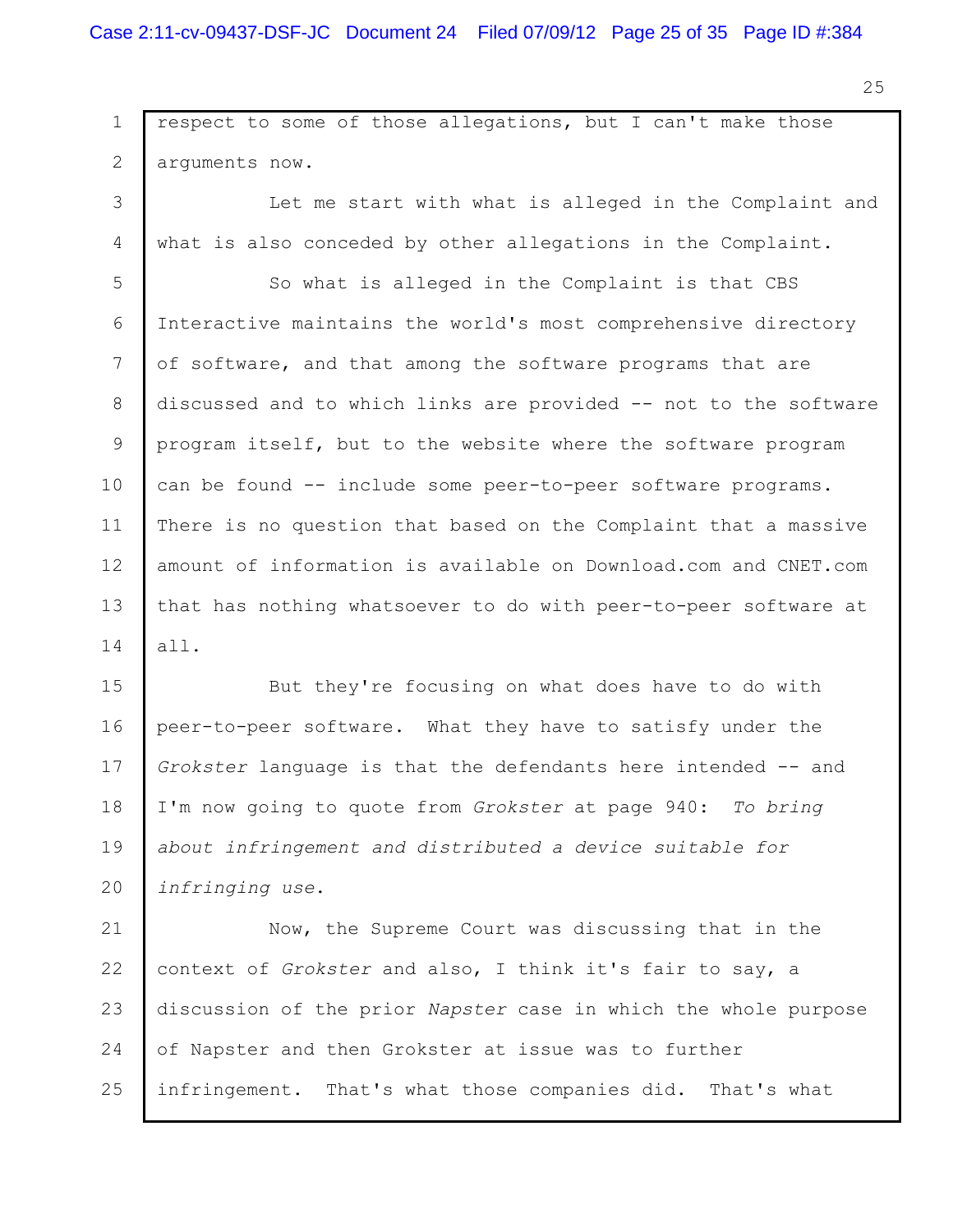respect to some of those allegations, but I can't make those arguments now.

Let me start with what is alleged in the Complaint and what is also conceded by other allegations in the Complaint.

So what is alleged in the Complaint is that CBS Interactive maintains the world's most comprehensive directory of software, and that among the software programs that are discussed and to which links are provided -- not to the software program itself, but to the website where the software program can be found -- include some peer-to-peer software programs. There is no question that based on the Complaint that a massive amount of information is available on Download.com and CNET.com that has nothing whatsoever to do with peer-to-peer software at all.

But they're focusing on what does have to do with peer-to-peer software. What they have to satisfy under the *Grokster* language is that the defendants here intended -- and I'm now going to quote from *Grokster* at page 940: *To bring about infringement and distributed a device suitable for infringing use*.

Now, the Supreme Court was discussing that in the context of *Grokster* and also, I think it's fair to say, a discussion of the prior *Napster* case in which the whole purpose of Napster and then Grokster at issue was to further infringement. That's what those companies did. That's what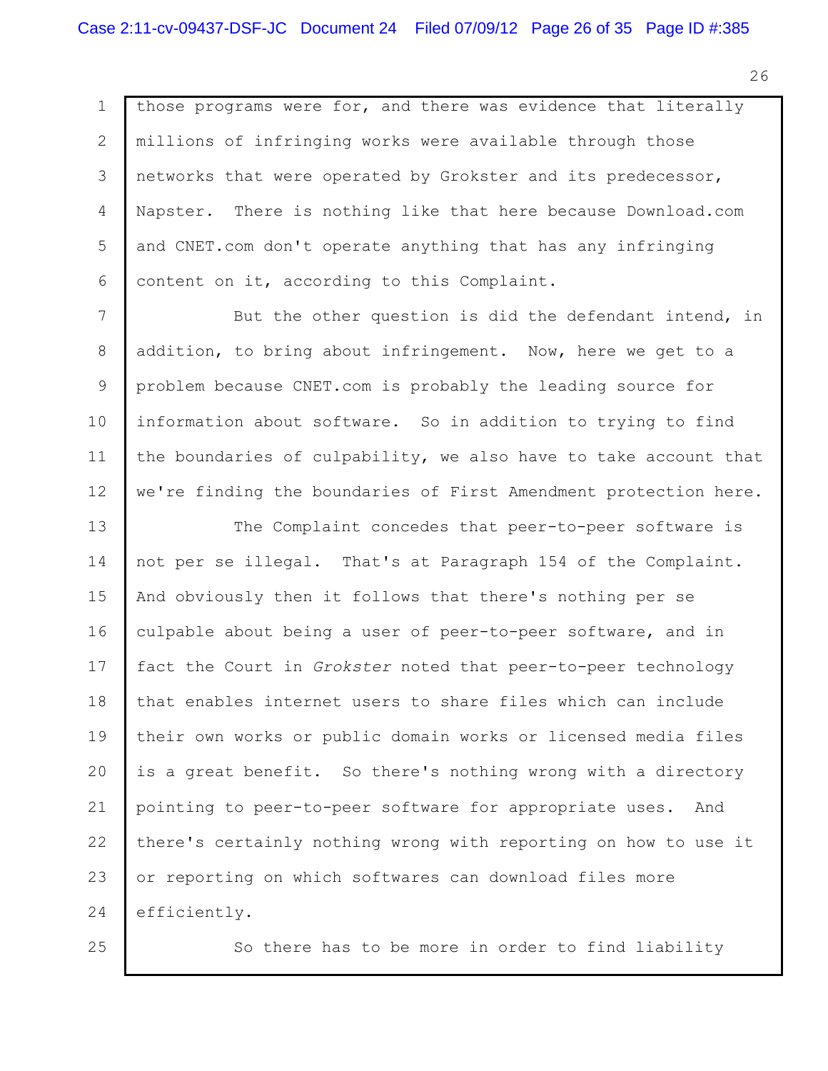those programs were for, and there was evidence that literally millions of infringing works were available through those networks that were operated by Grokster and its predecessor, Napster. There is nothing like that here because Download.com and CNET.com don't operate anything that has any infringing content on it, according to this Complaint.

But the other question is did the defendant intend, in addition, to bring about infringement. Now, here we get to a problem because CNET.com is probably the leading source for information about software. So in addition to trying to find the boundaries of culpability, we also have to take account that we're finding the boundaries of First Amendment protection here.

The Complaint concedes that peer-to-peer software is not per se illegal. That's at Paragraph 154 of the Complaint. And obviously then it follows that there's nothing per se culpable about being a user of peer-to-peer software, and in fact the Court in *Grokster* noted that peer-to-peer technology that enables internet users to share files which can include their own works or public domain works or licensed media files is a great benefit. So there's nothing wrong with a directory pointing to peer-to-peer software for appropriate uses. And there's certainly nothing wrong with reporting on how to use it or reporting on which softwares can download files more efficiently.

So there has to be more in order to find liability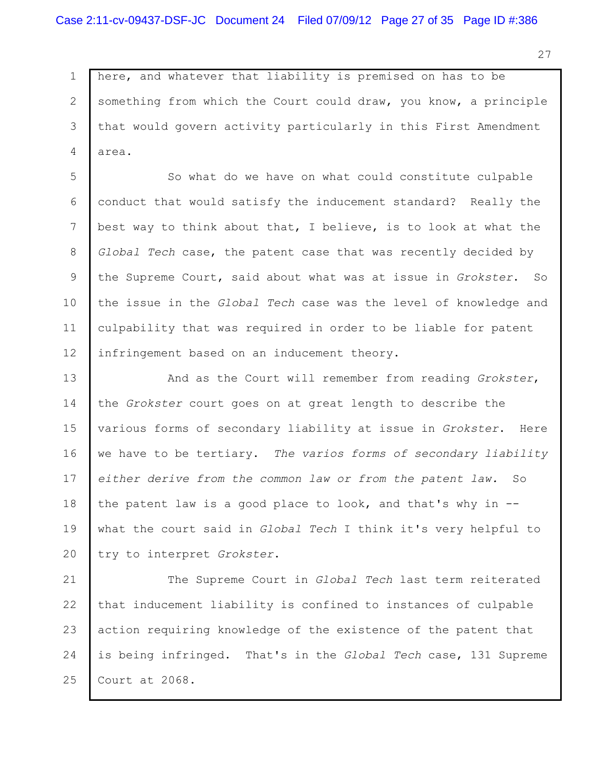here, and whatever that liability is premised on has to be something from which the Court could draw, you know, a principle that would govern activity particularly in this First Amendment area.

So what do we have on what could constitute culpable conduct that would satisfy the inducement standard? Really the best way to think about that, I believe, is to look at what the *Global Tech* case, the patent case that was recently decided by the Supreme Court, said about what was at issue in *Grokster*. So the issue in the *Global Tech* case was the level of knowledge and culpability that was required in order to be liable for patent infringement based on an inducement theory.

And as the Court will remember from reading *Grokster*, the *Grokster* court goes on at great length to describe the various forms of secondary liability at issue in *Grokster*. Here we have to be tertiary. *The varios forms of secondary liability either derive from the common law or from the patent law.* So the patent law is a good place to look, and that's why in -- what the court said in *Global Tech* I think it's very helpful to try to interpret *Grokster*.

The Supreme Court in *Global Tech* last term reiterated that inducement liability is confined to instances of culpable action requiring knowledge of the existence of the patent that is being infringed. That's in the *Global Tech* case, 131 Supreme Court at 2068.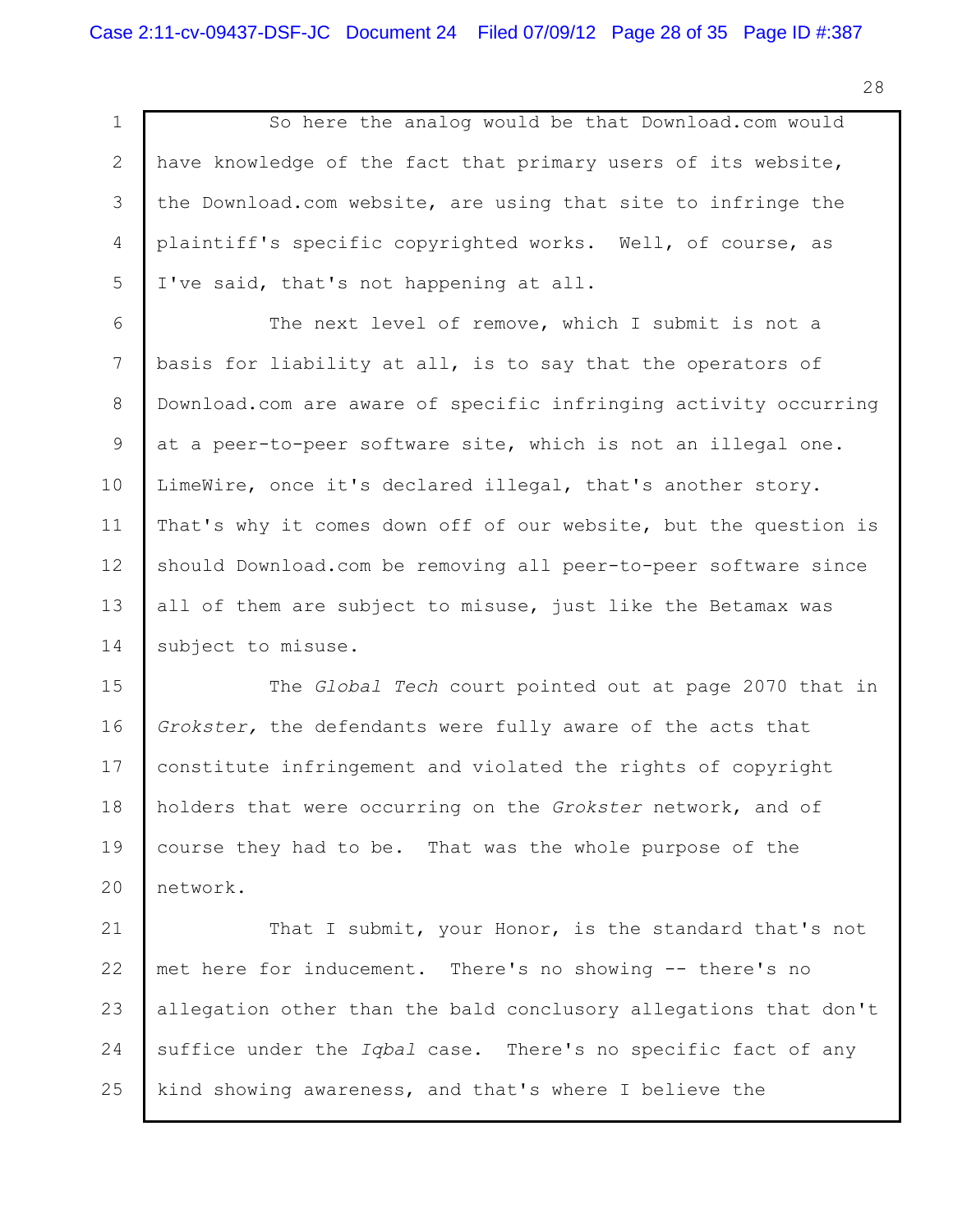So here the analog would be that Download.com would have knowledge of the fact that primary users of its website, the Download.com website, are using that site to infringe the plaintiff's specific copyrighted works. Well, of course, as I've said, that's not happening at all.

The next level of remove, which I submit is not a basis for liability at all, is to say that the operators of Download.com are aware of specific infringing activity occurring at a peer-to-peer software site, which is not an illegal one. LimeWire, once it's declared illegal, that's another story. That's why it comes down off of our website, but the question is should Download.com be removing all peer-to-peer software since all of them are subject to misuse, just like the Betamax was subject to misuse.

The *Global Tech* court pointed out at page 2070 that in *Grokster,* the defendants were fully aware of the acts that constitute infringement and violated the rights of copyright holders that were occurring on the *Grokster* network, and of course they had to be. That was the whole purpose of the network.

That I submit, your Honor, is the standard that's not met here for inducement. There's no showing -- there's no allegation other than the bald conclusory allegations that don't suffice under the *Iqbal* case. There's no specific fact of any kind showing awareness, and that's where I believe the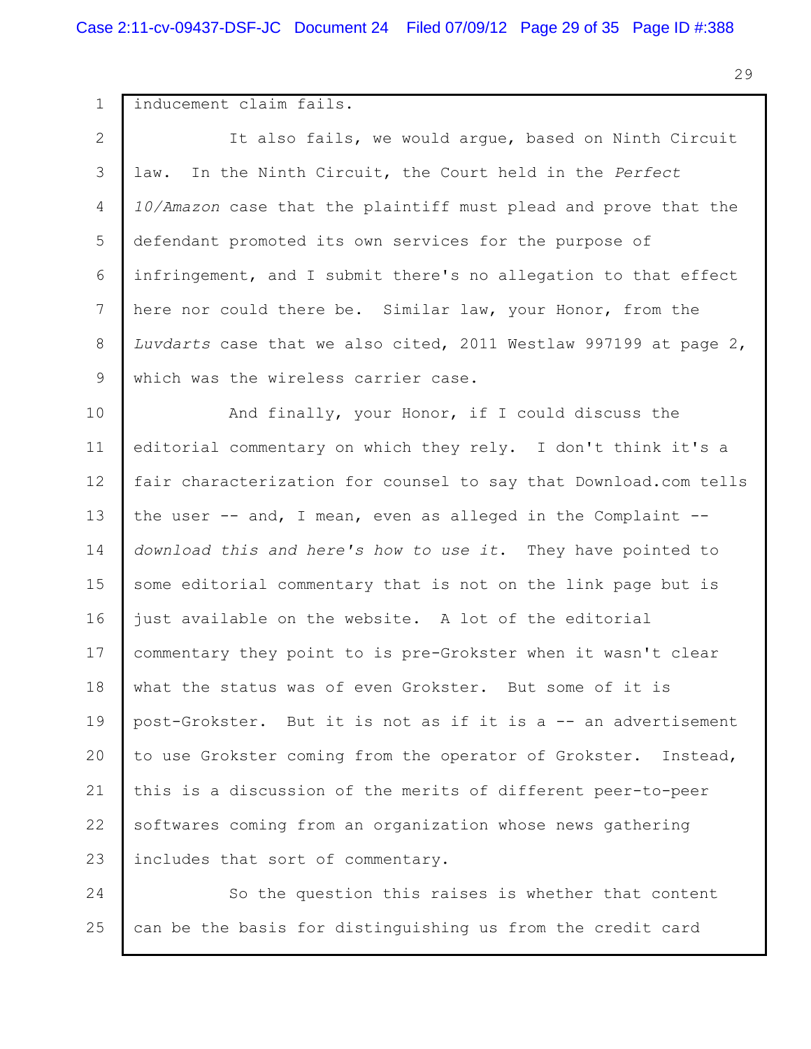inducement claim fails.

It also fails, we would argue, based on Ninth Circuit law. In the Ninth Circuit, the Court held in the *Perfect 10/Amazon* case that the plaintiff must plead and prove that the defendant promoted its own services for the purpose of infringement, and I submit there's no allegation to that effect here nor could there be. Similar law, your Honor, from the *Luvdarts* case that we also cited, 2011 Westlaw 997199 at page 2, which was the wireless carrier case.

And finally, your Honor, if I could discuss the editorial commentary on which they rely. I don't think it's a fair characterization for counsel to say that Download.com tells the user -- and, I mean, even as alleged in the Complaint -- *download this and here's how to use it*. They have pointed to some editorial commentary that is not on the link page but is just available on the website. A lot of the editorial commentary they point to is pre-Grokster when it wasn't clear what the status was of even Grokster. But some of it is post-Grokster. But it is not as if it is a -- an advertisement to use Grokster coming from the operator of Grokster. Instead, this is a discussion of the merits of different peer-to-peer softwares coming from an organization whose news gathering includes that sort of commentary.

So the question this raises is whether that content can be the basis for distinguishing us from the credit card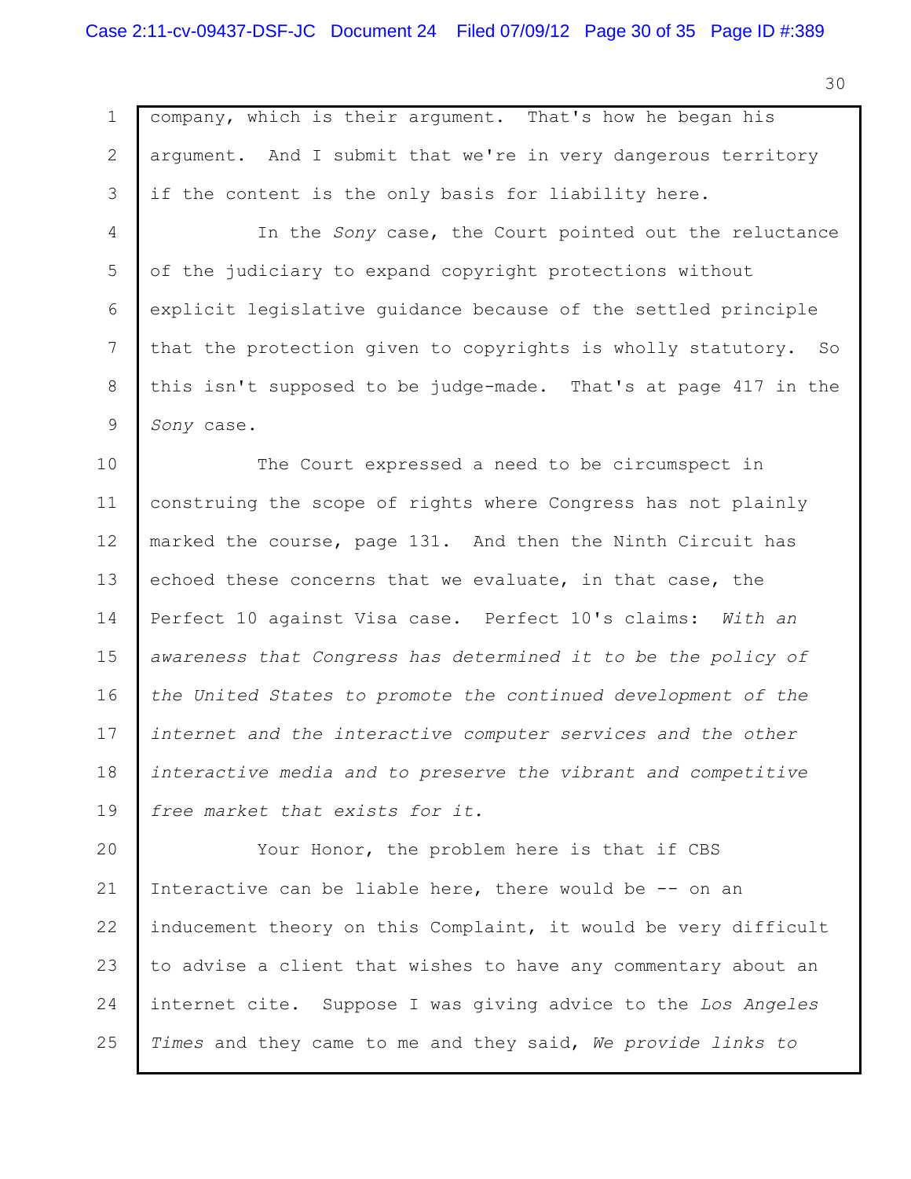company, which is their argument. That's how he began his argument. And I submit that we're in very dangerous territory if the content is the only basis for liability here.

In the *Sony* case, the Court pointed out the reluctance of the judiciary to expand copyright protections without explicit legislative guidance because of the settled principle that the protection given to copyrights is wholly statutory. So this isn't supposed to be judge-made. That's at page 417 in the *Sony* case.

The Court expressed a need to be circumspect in construing the scope of rights where Congress has not plainly marked the course, page 131. And then the Ninth Circuit has echoed these concerns that we evaluate, in that case, the Perfect 10 against Visa case. Perfect 10's claims: *With an awareness that Congress has determined it to be the policy of the United States to promote the continued development of the internet and the interactive computer services and the other interactive media and to preserve the vibrant and competitive free market that exists for it.*

Your Honor, the problem here is that if CBS Interactive can be liable here, there would be -- on an inducement theory on this Complaint, it would be very difficult to advise a client that wishes to have any commentary about an internet cite. Suppose I was giving advice to the *Los Angeles Times* and they came to me and they said, *We provide links to*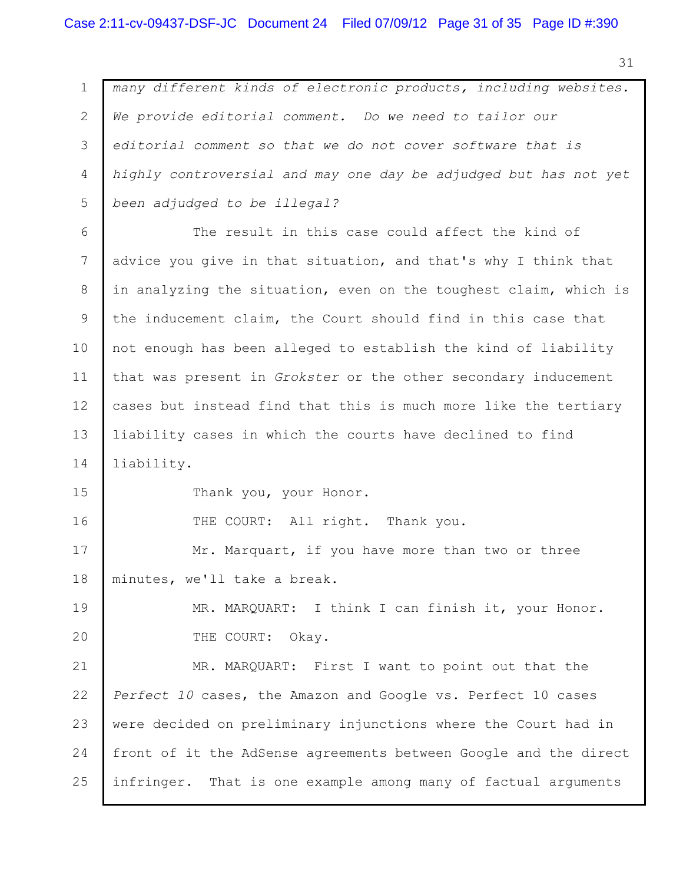*many different kinds of electronic products, including websites. We provide editorial comment. Do we need to tailor our editorial comment so that we do not cover software that is highly controversial and may one day be adjudged but has not yet been adjudged to be illegal?*

The result in this case could affect the kind of advice you give in that situation, and that's why I think that in analyzing the situation, even on the toughest claim, which is the inducement claim, the Court should find in this case that not enough has been alleged to establish the kind of liability that was present in *Grokster* or the other secondary inducement cases but instead find that this is much more like the tertiary liability cases in which the courts have declined to find liability.

Thank you, your Honor.

THE COURT: All right. Thank you.

Mr. Marquart, if you have more than two or three minutes, we'll take a break.

MR. MARQUART: I think I can finish it, your Honor.

THE COURT: Okay.

MR. MARQUART: First I want to point out that the *Perfect 10* cases, the Amazon and Google vs. Perfect 10 cases were decided on preliminary injunctions where the Court had in front of it the AdSense agreements between Google and the direct infringer. That is one example among many of factual arguments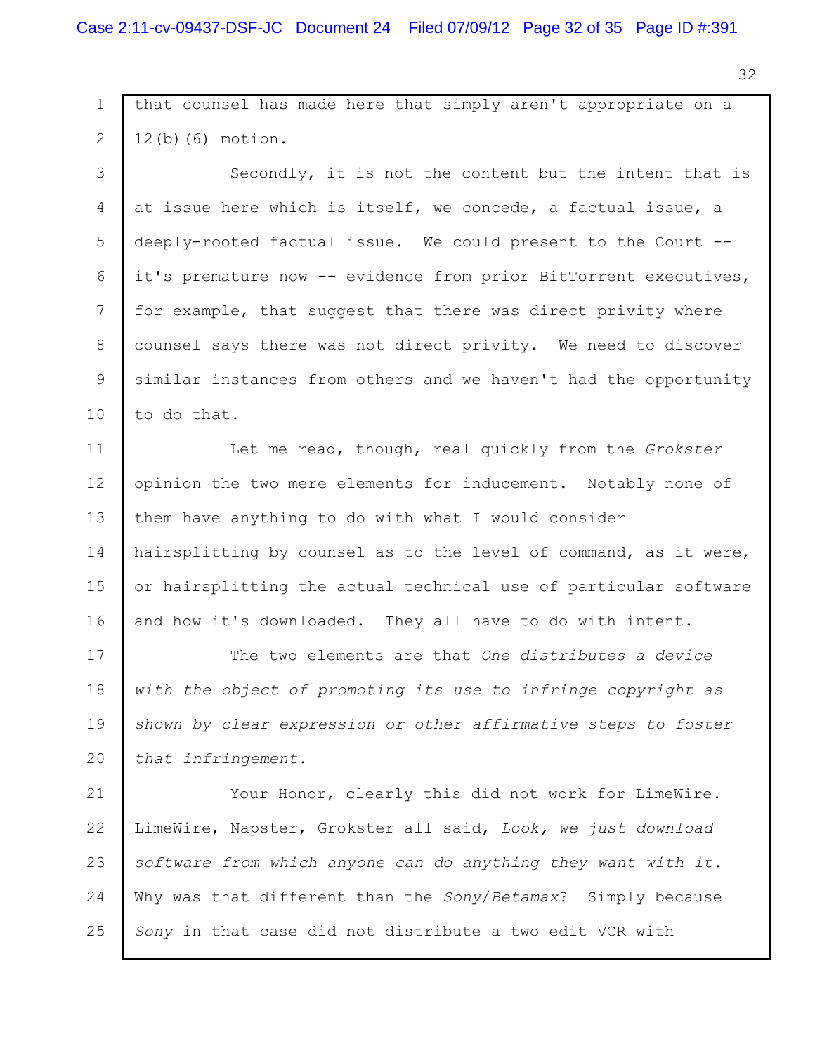that counsel has made here that simply aren't appropriate on a 12(b)(6) motion.

Secondly, it is not the content but the intent that is at issue here which is itself, we concede, a factual issue, a deeply-rooted factual issue. We could present to the Court -- it's premature now -- evidence from prior BitTorrent executives, for example, that suggest that there was direct privity where counsel says there was not direct privity. We need to discover similar instances from others and we haven't had the opportunity to do that.

Let me read, though, real quickly from the *Grokster* opinion the two mere elements for inducement. Notably none of them have anything to do with what I would consider hairsplitting by counsel as to the level of command, as it were, or hairsplitting the actual technical use of particular software and how it's downloaded. They all have to do with intent.

The two elements are that *One distributes a device with the object of promoting its use to infringe copyright as shown by clear expression or other affirmative steps to foster that infringement.*

Your Honor, clearly this did not work for LimeWire. LimeWire, Napster, Grokster all said, *Look, we just download software from which anyone can do anything they want with it.* Why was that different than the *Sony/Betamax*? Simply because *Sony* in that case did not distribute a two edit VCR with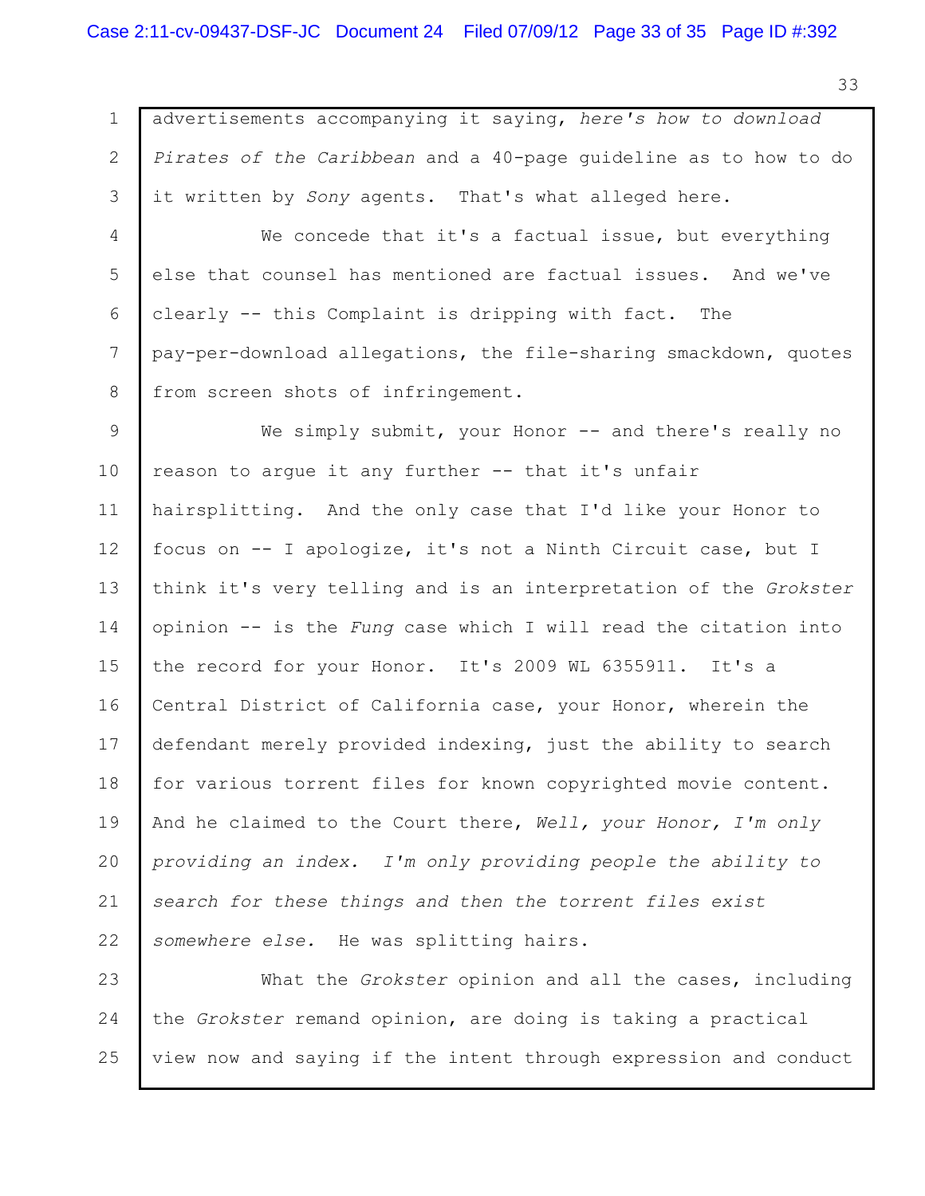advertisements accompanying it saying, *here's how to download Pirates of the Caribbean* and a 40-page guideline as to how to do it written by *Sony* agents. That's what alleged here.

We concede that it's a factual issue, but everything else that counsel has mentioned are factual issues. And we've clearly -- this Complaint is dripping with fact. The pay-per-download allegations, the file-sharing smackdown, quotes from screen shots of infringement.

We simply submit, your Honor -- and there's really no reason to argue it any further -- that it's unfair hairsplitting. And the only case that I'd like your Honor to focus on -- I apologize, it's not a Ninth Circuit case, but I think it's very telling and is an interpretation of the *Grokster* opinion -- is the *Fung* case which I will read the citation into the record for your Honor. It's 2009 WL 6355911. It's a Central District of California case, your Honor, wherein the defendant merely provided indexing, just the ability to search for various torrent files for known copyrighted movie content. And he claimed to the Court there, *Well, your Honor, I'm only providing an index. I'm only providing people the ability to search for these things and then the torrent files exist somewhere else.* He was splitting hairs.

What the *Grokster* opinion and all the cases, including the *Grokster* remand opinion, are doing is taking a practical view now and saying if the intent through expression and conduct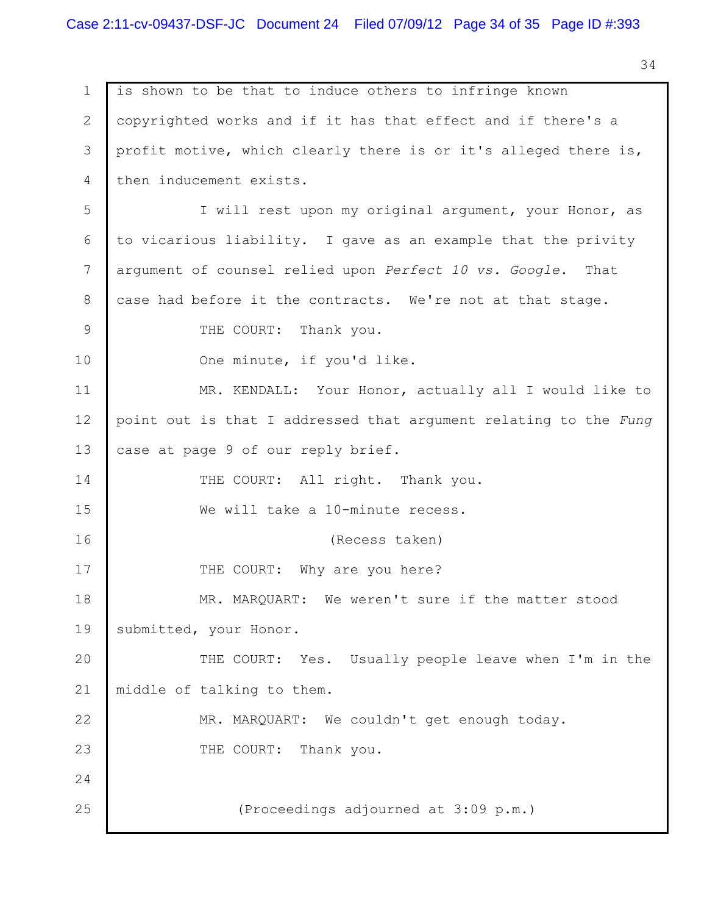is shown to be that to induce others to infringe known copyrighted works and if it has that effect and if there's a profit motive, which clearly there is or it's alleged there is, then inducement exists.

I will rest upon my original argument, your Honor, as to vicarious liability. I gave as an example that the privity argument of counsel relied upon *Perfect 10 vs. Google*. That case had before it the contracts. We're not at that stage.

THE COURT: Thank you.

One minute, if you'd like.

MR. KENDALL: Your Honor, actually all I would like to point out is that I addressed that argument relating to the *Fung* case at page 9 of our reply brief.

THE COURT: All right. Thank you.

We will take a 10-minute recess.

(Recess taken)

THE COURT: Why are you here?

MR. MARQUART: We weren't sure if the matter stood submitted, your Honor.

THE COURT: Yes. Usually people leave when I'm in the middle of talking to them.

MR. MARQUART: We couldn't get enough today.

THE COURT: Thank you.

(Proceedings adjourned at 3:09 p.m.)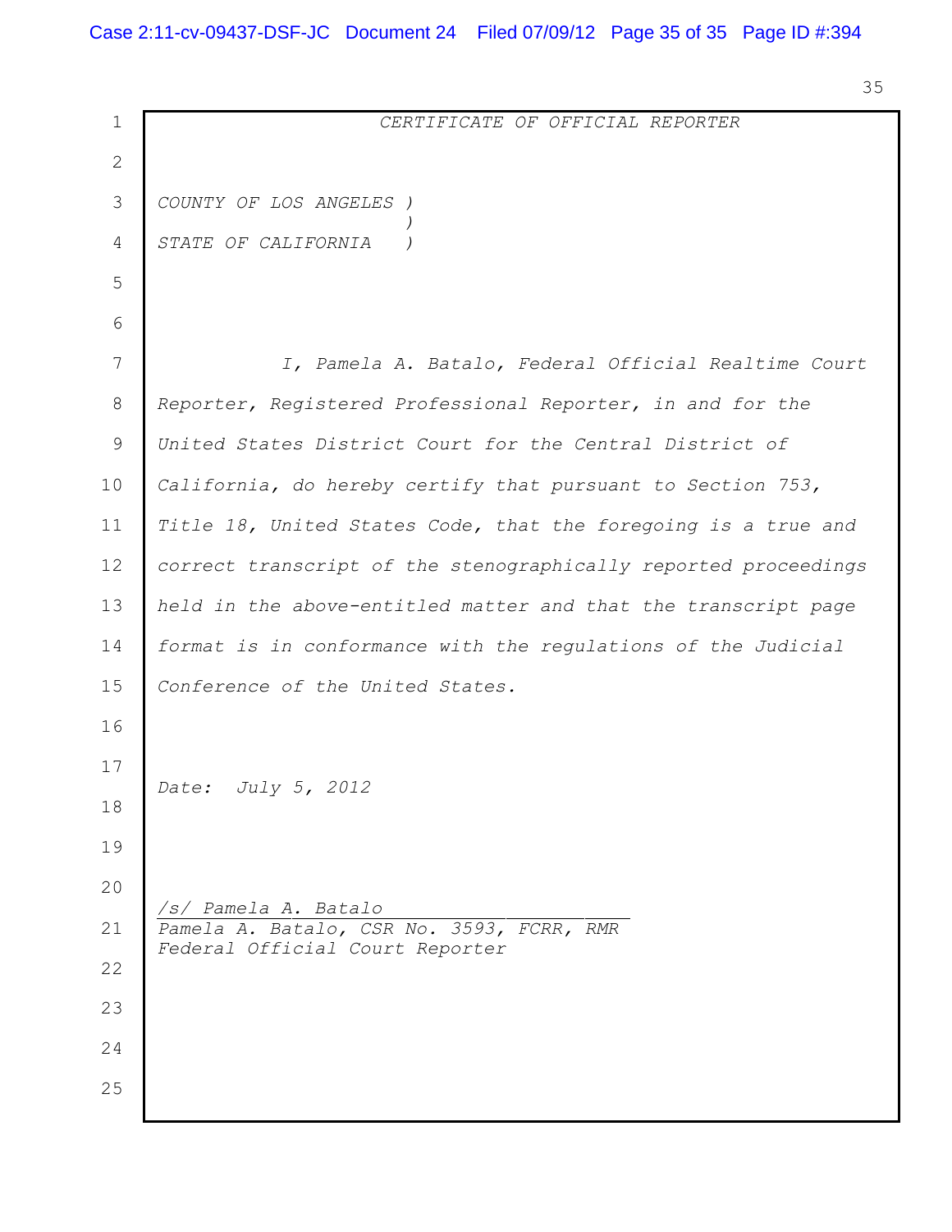*CERTIFICATE OF OFFICIAL REPORTER*

*COUNTY OF LOS ANGELES )*
*)*
*STATE OF CALIFORNIA )*

*I, Pamela A. Batalo, Federal Official Realtime Court Reporter, Registered Professional Reporter, in and for the United States District Court for the Central District of California, do hereby certify that pursuant to Section 753, Title 18, United States Code, that the foregoing is a true and correct transcript of the stenographically reported proceedings held in the above-entitled matter and that the transcript page format is in conformance with the regulations of the Judicial Conference of the United States.*

*Date: July 5, 2012*

*/s/ Pamela A. Batalo*
*Pamela A. Batalo, CSR No. 3593, FCRR, RMR*
*Federal Official Court Reporter*